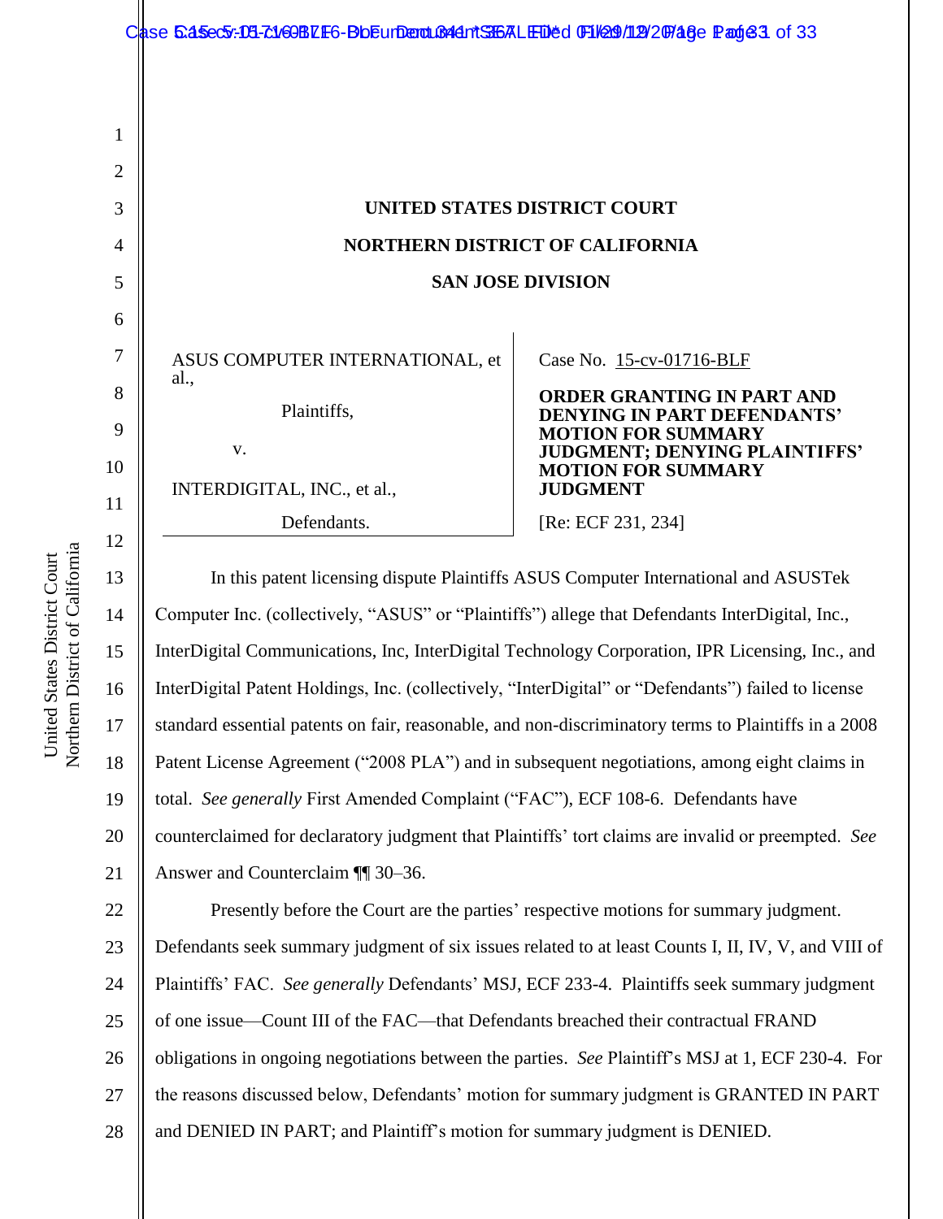**UNITED STATES DISTRICT COURT**

**NORTHERN DISTRICT OF CALIFORNIA**

**SAN JOSE DIVISION**

ASUS COMPUTER INTERNATIONAL, et al.,

Plaintiffs,

v.

INTERDIGITAL, INC., et al.,

Defendants.

Case No. 15-cv-01716-BLF

**ORDER GRANTING IN PART AND DENYING IN PART DEFENDANTS' MOTION FOR SUMMARY JUDGMENT; DENYING PLAINTIFFS' MOTION FOR SUMMARY JUDGMENT**

[Re: ECF 231, 234]

In this patent licensing dispute Plaintiffs ASUS Computer International and ASUSTek Computer Inc. (collectively, "ASUS" or "Plaintiffs") allege that Defendants InterDigital, Inc., InterDigital Communications, Inc, InterDigital Technology Corporation, IPR Licensing, Inc., and InterDigital Patent Holdings, Inc. (collectively, "InterDigital" or "Defendants") failed to license standard essential patents on fair, reasonable, and non-discriminatory terms to Plaintiffs in a 2008 Patent License Agreement ("2008 PLA") and in subsequent negotiations, among eight claims in total. *See generally* First Amended Complaint ("FAC"), ECF 108-6. Defendants have counterclaimed for declaratory judgment that Plaintiffs' tort claims are invalid or preempted. *See* Answer and Counterclaim ¶¶ 30–36.

Presently before the Court are the parties' respective motions for summary judgment. Defendants seek summary judgment of six issues related to at least Counts I, II, IV, V, and VIII of Plaintiffs' FAC. *See generally* Defendants' MSJ, ECF 233-4. Plaintiffs seek summary judgment of one issue—Count III of the FAC—that Defendants breached their contractual FRAND obligations in ongoing negotiations between the parties. *See* Plaintiff's MSJ at 1, ECF 230-4. For the reasons discussed below, Defendants' motion for summary judgment is GRANTED IN PART and DENIED IN PART; and Plaintiff's motion for summary judgment is DENIED.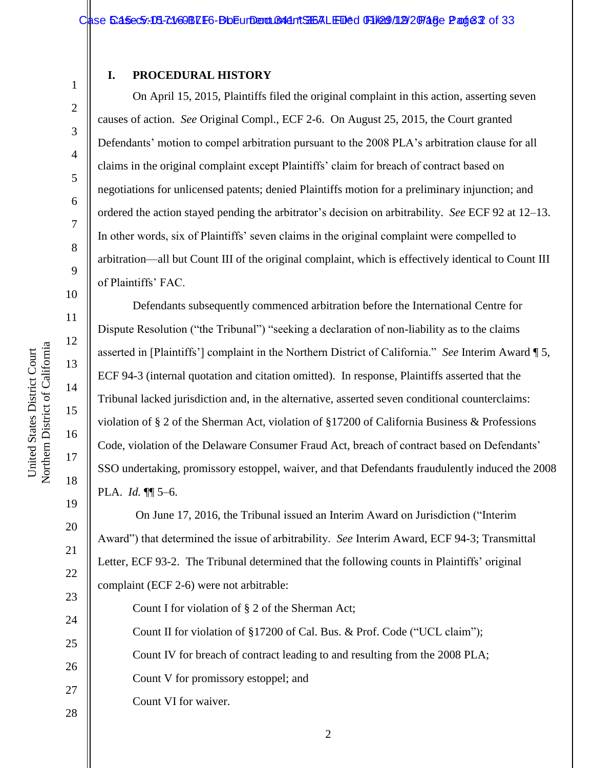## I. PROCEDURAL HISTORY

On April 15, 2015, Plaintiffs filed the original complaint in this action, asserting seven causes of action. *See* Original Compl., ECF 2-6. On August 25, 2015, the Court granted Defendants' motion to compel arbitration pursuant to the 2008 PLA's arbitration clause for all claims in the original complaint except Plaintiffs' claim for breach of contract based on negotiations for unlicensed patents; denied Plaintiffs motion for a preliminary injunction; and ordered the action stayed pending the arbitrator's decision on arbitrability. *See* ECF 92 at 12–13. In other words, six of Plaintiffs' seven claims in the original complaint were compelled to arbitration—all but Count III of the original complaint, which is effectively identical to Count III of Plaintiffs' FAC.

Defendants subsequently commenced arbitration before the International Centre for Dispute Resolution ("the Tribunal") "seeking a declaration of non-liability as to the claims asserted in [Plaintiffs'] complaint in the Northern District of California." *See* Interim Award ¶ 5, ECF 94-3 (internal quotation and citation omitted). In response, Plaintiffs asserted that the Tribunal lacked jurisdiction and, in the alternative, asserted seven conditional counterclaims: violation of § 2 of the Sherman Act, violation of §17200 of California Business & Professions Code, violation of the Delaware Consumer Fraud Act, breach of contract based on Defendants' SSO undertaking, promissory estoppel, waiver, and that Defendants fraudulently induced the 2008 PLA. *Id.* ¶¶ 5–6.

On June 17, 2016, the Tribunal issued an Interim Award on Jurisdiction ("Interim Award") that determined the issue of arbitrability. *See* Interim Award, ECF 94-3; Transmittal Letter, ECF 93-2. The Tribunal determined that the following counts in Plaintiffs' original complaint (ECF 2-6) were not arbitrable:

Count I for violation of § 2 of the Sherman Act;

Count II for violation of §17200 of Cal. Bus. & Prof. Code ("UCL claim");

Count IV for breach of contract leading to and resulting from the 2008 PLA;

Count V for promissory estoppel; and

Count VI for waiver.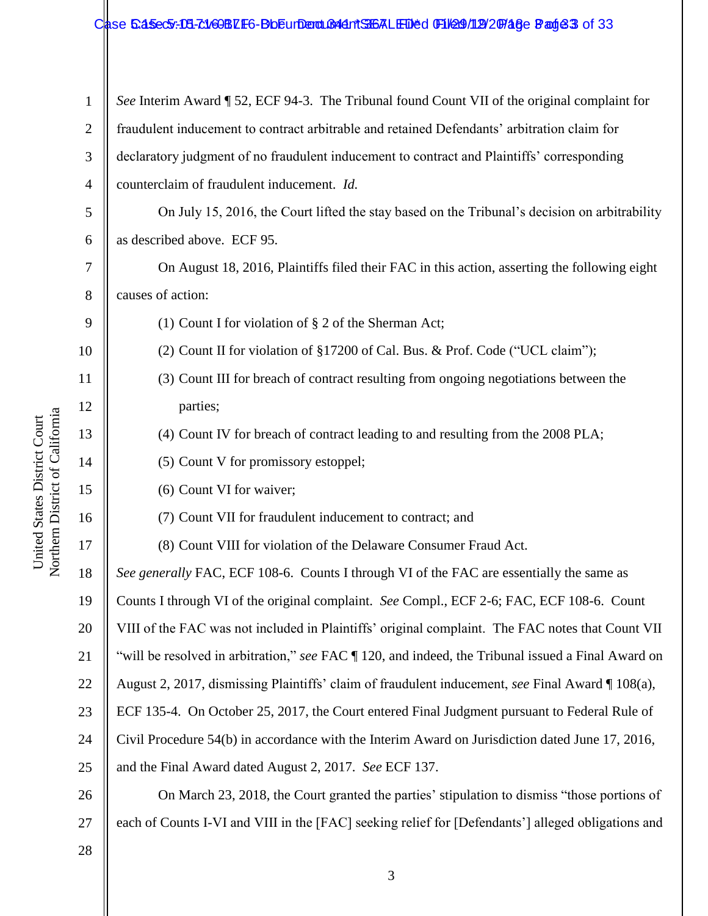*See* Interim Award ¶ 52, ECF 94-3. The Tribunal found Count VII of the original complaint for fraudulent inducement to contract arbitrable and retained Defendants' arbitration claim for declaratory judgment of no fraudulent inducement to contract and Plaintiffs' corresponding counterclaim of fraudulent inducement. *Id.*

On July 15, 2016, the Court lifted the stay based on the Tribunal's decision on arbitrability as described above. ECF 95.

On August 18, 2016, Plaintiffs filed their FAC in this action, asserting the following eight causes of action:

(1) Count I for violation of § 2 of the Sherman Act;

(2) Count II for violation of §17200 of Cal. Bus. & Prof. Code ("UCL claim");

(3) Count III for breach of contract resulting from ongoing negotiations between the parties;

(4) Count IV for breach of contract leading to and resulting from the 2008 PLA;

(5) Count V for promissory estoppel;

(6) Count VI for waiver;

(7) Count VII for fraudulent inducement to contract; and

(8) Count VIII for violation of the Delaware Consumer Fraud Act.

*See generally* FAC, ECF 108-6. Counts I through VI of the FAC are essentially the same as Counts I through VI of the original complaint. *See* Compl., ECF 2-6; FAC, ECF 108-6. Count VIII of the FAC was not included in Plaintiffs' original complaint. The FAC notes that Count VII "will be resolved in arbitration," *see* FAC ¶ 120, and indeed, the Tribunal issued a Final Award on August 2, 2017, dismissing Plaintiffs' claim of fraudulent inducement, *see* Final Award ¶ 108(a), ECF 135-4. On October 25, 2017, the Court entered Final Judgment pursuant to Federal Rule of Civil Procedure 54(b) in accordance with the Interim Award on Jurisdiction dated June 17, 2016, and the Final Award dated August 2, 2017. *See* ECF 137.

On March 23, 2018, the Court granted the parties' stipulation to dismiss "those portions of each of Counts I-VI and VIII in the [FAC] seeking relief for [Defendants'] alleged obligations and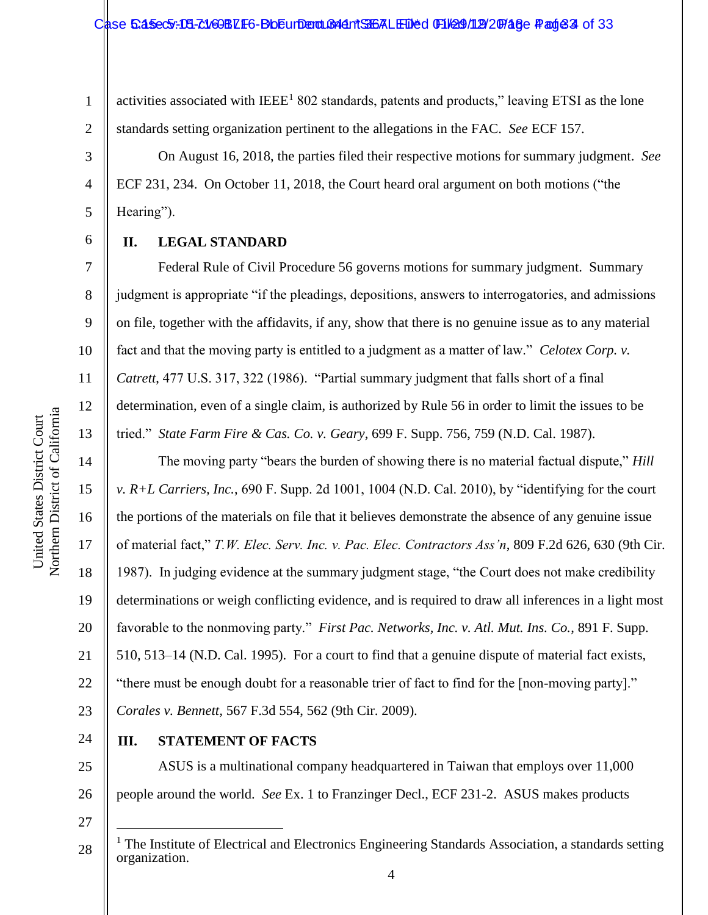activities associated with IEEE[1] 802 standards, patents and products," leaving ETSI as the lone standards setting organization pertinent to the allegations in the FAC. *See* ECF 157.

On August 16, 2018, the parties filed their respective motions for summary judgment. *See* ECF 231, 234. On October 11, 2018, the Court heard oral argument on both motions ("the Hearing").

## II. LEGAL STANDARD

Federal Rule of Civil Procedure 56 governs motions for summary judgment. Summary judgment is appropriate "if the pleadings, depositions, answers to interrogatories, and admissions on file, together with the affidavits, if any, show that there is no genuine issue as to any material fact and that the moving party is entitled to a judgment as a matter of law." *Celotex Corp. v. Catrett*, 477 U.S. 317, 322 (1986). "Partial summary judgment that falls short of a final determination, even of a single claim, is authorized by Rule 56 in order to limit the issues to be tried." *State Farm Fire & Cas. Co. v. Geary*, 699 F. Supp. 756, 759 (N.D. Cal. 1987).

The moving party "bears the burden of showing there is no material factual dispute," *Hill v. R+L Carriers, Inc.*, 690 F. Supp. 2d 1001, 1004 (N.D. Cal. 2010), by "identifying for the court the portions of the materials on file that it believes demonstrate the absence of any genuine issue of material fact," *T.W. Elec. Serv. Inc. v. Pac. Elec. Contractors Ass'n*, 809 F.2d 626, 630 (9th Cir. 1987). In judging evidence at the summary judgment stage, "the Court does not make credibility determinations or weigh conflicting evidence, and is required to draw all inferences in a light most favorable to the nonmoving party." *First Pac. Networks, Inc. v. Atl. Mut. Ins. Co.*, 891 F. Supp. 510, 513–14 (N.D. Cal. 1995). For a court to find that a genuine dispute of material fact exists, "there must be enough doubt for a reasonable trier of fact to find for the [non-moving party]." *Corales v. Bennett*, 567 F.3d 554, 562 (9th Cir. 2009).

## III. STATEMENT OF FACTS

ASUS is a multinational company headquartered in Taiwan that employs over 11,000 people around the world. *See* Ex. 1 to Franzinger Decl., ECF 231-2. ASUS makes products

---

[1] The Institute of Electrical and Electronics Engineering Standards Association, a standards setting organization.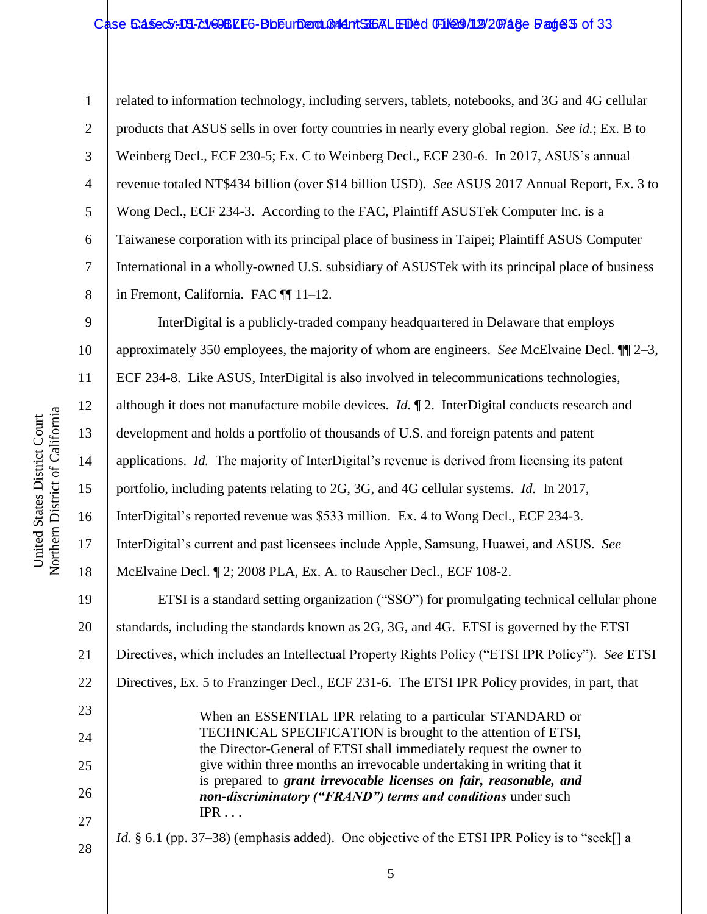related to information technology, including servers, tablets, notebooks, and 3G and 4G cellular products that ASUS sells in over forty countries in nearly every global region. *See id.*; Ex. B to Weinberg Decl., ECF 230-5; Ex. C to Weinberg Decl., ECF 230-6. In 2017, ASUS's annual revenue totaled NT$434 billion (over $14 billion USD). *See* ASUS 2017 Annual Report, Ex. 3 to Wong Decl., ECF 234-3. According to the FAC, Plaintiff ASUSTek Computer Inc. is a Taiwanese corporation with its principal place of business in Taipei; Plaintiff ASUS Computer International in a wholly-owned U.S. subsidiary of ASUSTek with its principal place of business in Fremont, California. FAC ¶¶ 11–12.

InterDigital is a publicly-traded company headquartered in Delaware that employs approximately 350 employees, the majority of whom are engineers. *See* McElvaine Decl. ¶¶ 2–3, ECF 234-8. Like ASUS, InterDigital is also involved in telecommunications technologies, although it does not manufacture mobile devices. *Id.* ¶ 2. InterDigital conducts research and development and holds a portfolio of thousands of U.S. and foreign patents and patent applications. *Id.* The majority of InterDigital's revenue is derived from licensing its patent portfolio, including patents relating to 2G, 3G, and 4G cellular systems. *Id.* In 2017, InterDigital's reported revenue was $533 million. Ex. 4 to Wong Decl., ECF 234-3. InterDigital's current and past licensees include Apple, Samsung, Huawei, and ASUS. *See* McElvaine Decl. ¶ 2; 2008 PLA, Ex. A. to Rauscher Decl., ECF 108-2.

ETSI is a standard setting organization ("SSO") for promulgating technical cellular phone standards, including the standards known as 2G, 3G, and 4G. ETSI is governed by the ETSI Directives, which includes an Intellectual Property Rights Policy ("ETSI IPR Policy"). *See* ETSI Directives, Ex. 5 to Franzinger Decl., ECF 231-6. The ETSI IPR Policy provides, in part, that

> When an ESSENTIAL IPR relating to a particular STANDARD or TECHNICAL SPECIFICATION is brought to the attention of ETSI, the Director-General of ETSI shall immediately request the owner to give within three months an irrevocable undertaking in writing that it is prepared to ***grant irrevocable licenses on fair, reasonable, and non-discriminatory ("FRAND") terms and conditions*** under such IPR . . .

*Id.* § 6.1 (pp. 37–38) (emphasis added). One objective of the ETSI IPR Policy is to "seek[] a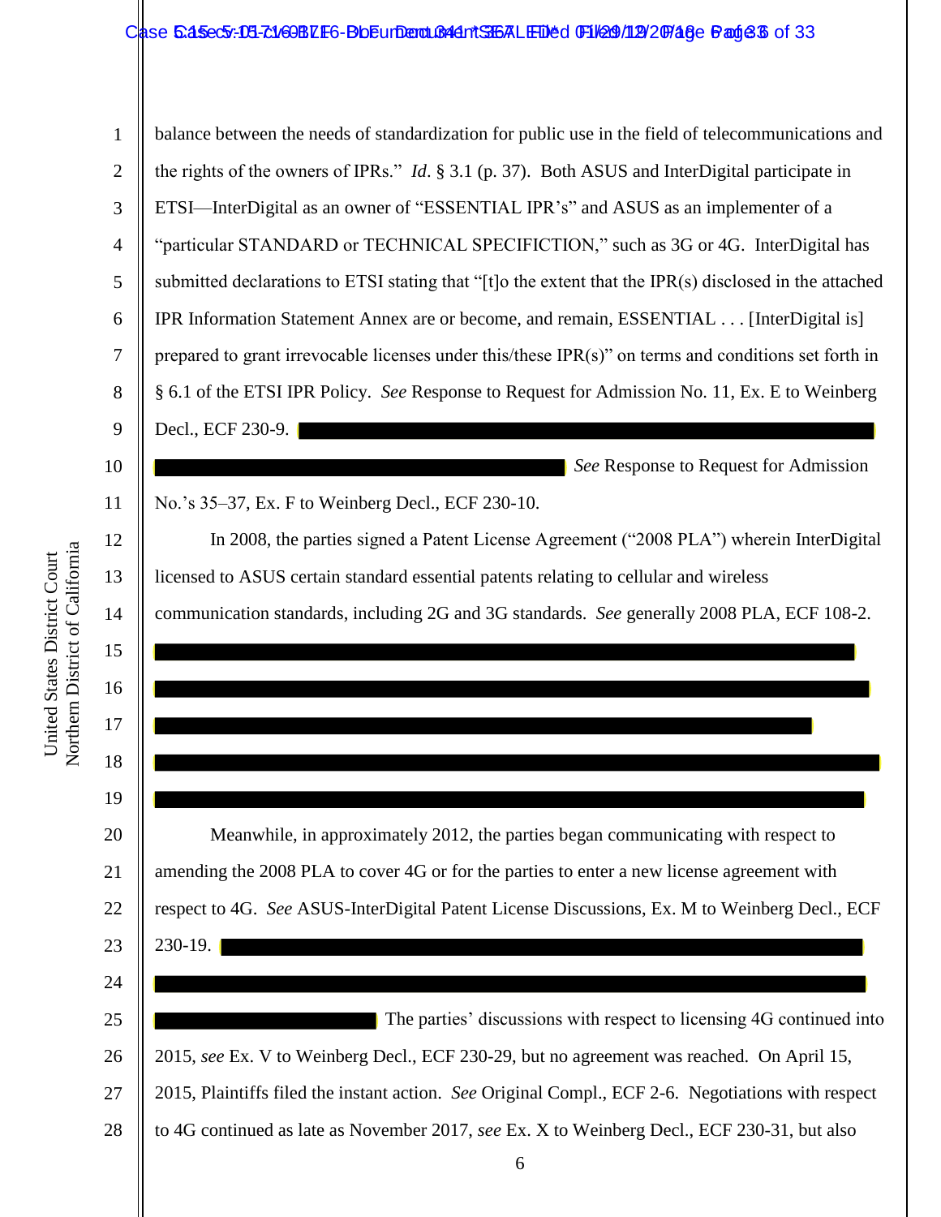balance between the needs of standardization for public use in the field of telecommunications and the rights of the owners of IPRs." *Id*. § 3.1 (p. 37). Both ASUS and InterDigital participate in ETSI—InterDigital as an owner of "ESSENTIAL IPR's" and ASUS as an implementer of a "particular STANDARD or TECHNICAL SPECIFICTION," such as 3G or 4G. InterDigital has submitted declarations to ETSI stating that "[t]o the extent that the IPR(s) disclosed in the attached IPR Information Statement Annex are or become, and remain, ESSENTIAL . . . [InterDigital is] prepared to grant irrevocable licenses under this/these IPR(s)" on terms and conditions set forth in § 6.1 of the ETSI IPR Policy. *See* Response to Request for Admission No. 11, Ex. E to Weinberg Decl., ECF 230-9. [REDACTED] *See* Response to Request for Admission No.'s 35–37, Ex. F to Weinberg Decl., ECF 230-10.

In 2008, the parties signed a Patent License Agreement ("2008 PLA") wherein InterDigital licensed to ASUS certain standard essential patents relating to cellular and wireless communication standards, including 2G and 3G standards. *See* generally 2008 PLA, ECF 108-2. [REDACTED]

Meanwhile, in approximately 2012, the parties began communicating with respect to amending the 2008 PLA to cover 4G or for the parties to enter a new license agreement with respect to 4G. *See* ASUS-InterDigital Patent License Discussions, Ex. M to Weinberg Decl., ECF 230-19. [REDACTED] The parties' discussions with respect to licensing 4G continued into 2015, *see* Ex. V to Weinberg Decl., ECF 230-29, but no agreement was reached. On April 15, 2015, Plaintiffs filed the instant action. *See* Original Compl., ECF 2-6. Negotiations with respect to 4G continued as late as November 2017, *see* Ex. X to Weinberg Decl., ECF 230-31, but also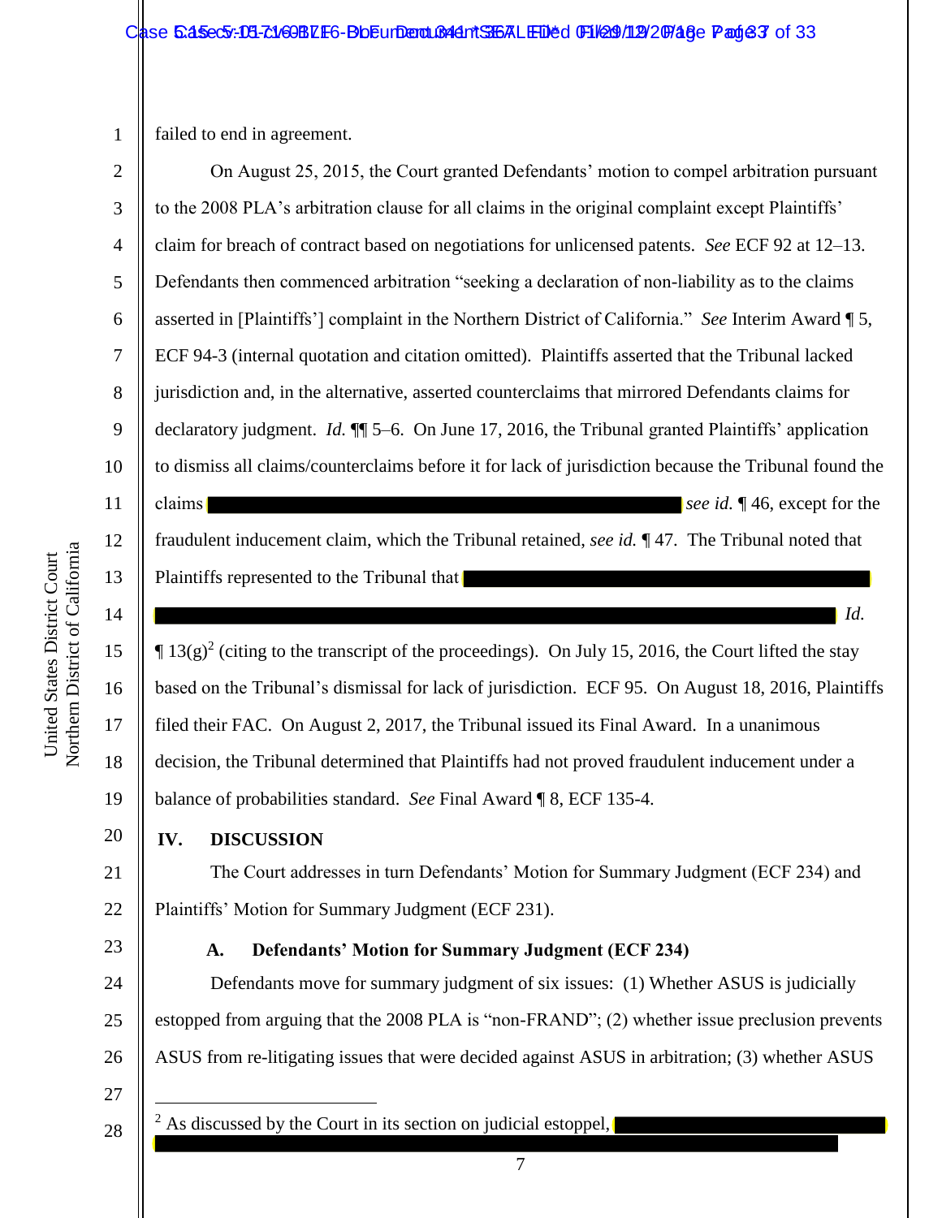failed to end in agreement.

On August 25, 2015, the Court granted Defendants' motion to compel arbitration pursuant to the 2008 PLA's arbitration clause for all claims in the original complaint except Plaintiffs' claim for breach of contract based on negotiations for unlicensed patents. *See* ECF 92 at 12–13. Defendants then commenced arbitration "seeking a declaration of non-liability as to the claims asserted in [Plaintiffs'] complaint in the Northern District of California." *See* Interim Award ¶ 5, ECF 94-3 (internal quotation and citation omitted). Plaintiffs asserted that the Tribunal lacked jurisdiction and, in the alternative, asserted counterclaims that mirrored Defendants claims for declaratory judgment. *Id.* ¶¶ 5–6. On June 17, 2016, the Tribunal granted Plaintiffs' application to dismiss all claims/counterclaims before it for lack of jurisdiction because the Tribunal found the claims [REDACTED] *see id.* ¶ 46, except for the fraudulent inducement claim, which the Tribunal retained, *see id.* ¶ 47. The Tribunal noted that Plaintiffs represented to the Tribunal that [REDACTED] *Id.* ¶ 13(g)[2] (citing to the transcript of the proceedings). On July 15, 2016, the Court lifted the stay based on the Tribunal's dismissal for lack of jurisdiction. ECF 95. On August 18, 2016, Plaintiffs filed their FAC. On August 2, 2017, the Tribunal issued its Final Award. In a unanimous decision, the Tribunal determined that Plaintiffs had not proved fraudulent inducement under a balance of probabilities standard. *See* Final Award ¶ 8, ECF 135-4.

## IV. DISCUSSION

The Court addresses in turn Defendants' Motion for Summary Judgment (ECF 234) and Plaintiffs' Motion for Summary Judgment (ECF 231).

### A. Defendants' Motion for Summary Judgment (ECF 234)

Defendants move for summary judgment of six issues: (1) Whether ASUS is judicially estopped from arguing that the 2008 PLA is "non-FRAND"; (2) whether issue preclusion prevents ASUS from re-litigating issues that were decided against ASUS in arbitration; (3) whether ASUS

---

[2] As discussed by the Court in its section on judicial estoppel, [REDACTED]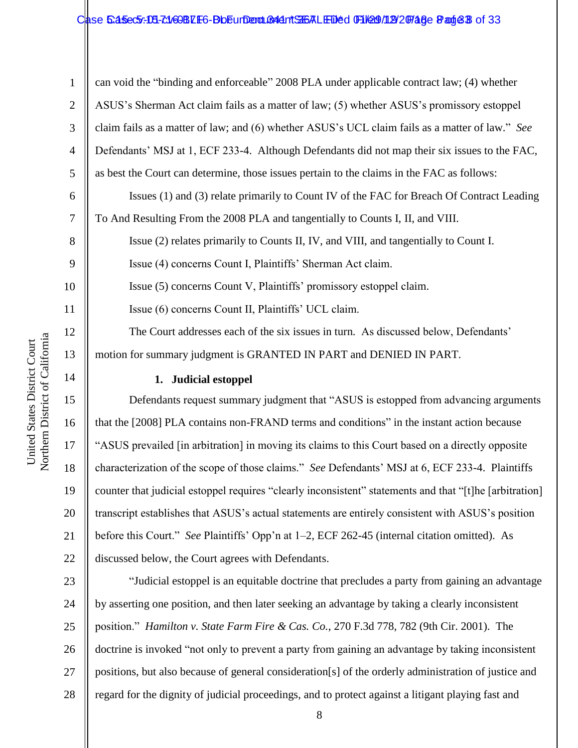can void the "binding and enforceable" 2008 PLA under applicable contract law; (4) whether ASUS's Sherman Act claim fails as a matter of law; (5) whether ASUS's promissory estoppel claim fails as a matter of law; and (6) whether ASUS's UCL claim fails as a matter of law." *See* Defendants' MSJ at 1, ECF 233-4. Although Defendants did not map their six issues to the FAC, as best the Court can determine, those issues pertain to the claims in the FAC as follows:

Issues (1) and (3) relate primarily to Count IV of the FAC for Breach Of Contract Leading To And Resulting From the 2008 PLA and tangentially to Counts I, II, and VIII.

Issue (2) relates primarily to Counts II, IV, and VIII, and tangentially to Count I.

Issue (4) concerns Count I, Plaintiffs' Sherman Act claim.

Issue (5) concerns Count V, Plaintiffs' promissory estoppel claim.

Issue (6) concerns Count II, Plaintiffs' UCL claim.

The Court addresses each of the six issues in turn. As discussed below, Defendants' motion for summary judgment is GRANTED IN PART and DENIED IN PART.

**1. Judicial estoppel**

Defendants request summary judgment that "ASUS is estopped from advancing arguments that the [2008] PLA contains non-FRAND terms and conditions" in the instant action because "ASUS prevailed [in arbitration] in moving its claims to this Court based on a directly opposite characterization of the scope of those claims." *See* Defendants' MSJ at 6, ECF 233-4. Plaintiffs counter that judicial estoppel requires "clearly inconsistent" statements and that "[t]he [arbitration] transcript establishes that ASUS's actual statements are entirely consistent with ASUS's position before this Court." *See* Plaintiffs' Opp'n at 1–2, ECF 262-45 (internal citation omitted). As discussed below, the Court agrees with Defendants.

"Judicial estoppel is an equitable doctrine that precludes a party from gaining an advantage by asserting one position, and then later seeking an advantage by taking a clearly inconsistent position." *Hamilton v. State Farm Fire & Cas. Co.*, 270 F.3d 778, 782 (9th Cir. 2001). The doctrine is invoked "not only to prevent a party from gaining an advantage by taking inconsistent positions, but also because of general consideration[s] of the orderly administration of justice and regard for the dignity of judicial proceedings, and to protect against a litigant playing fast and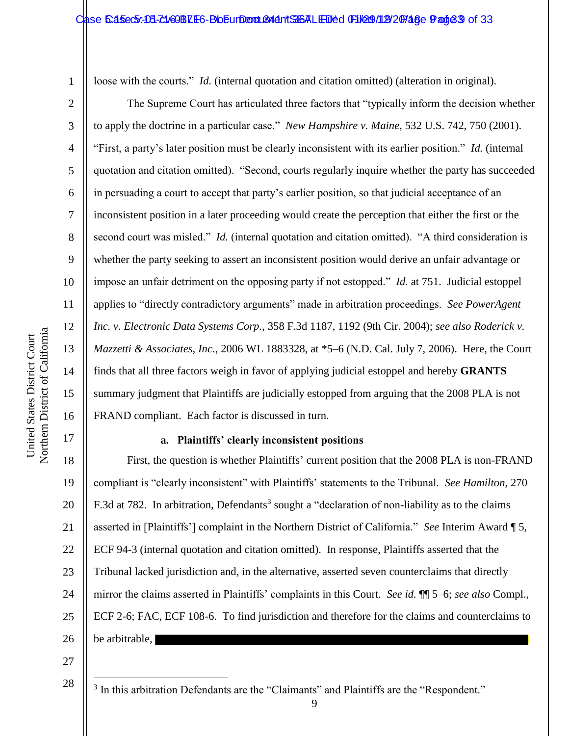loose with the courts." *Id.* (internal quotation and citation omitted) (alteration in original).

The Supreme Court has articulated three factors that "typically inform the decision whether to apply the doctrine in a particular case." *New Hampshire v. Maine*, 532 U.S. 742, 750 (2001). "First, a party's later position must be clearly inconsistent with its earlier position." *Id.* (internal quotation and citation omitted). "Second, courts regularly inquire whether the party has succeeded in persuading a court to accept that party's earlier position, so that judicial acceptance of an inconsistent position in a later proceeding would create the perception that either the first or the second court was misled." *Id.* (internal quotation and citation omitted). "A third consideration is whether the party seeking to assert an inconsistent position would derive an unfair advantage or impose an unfair detriment on the opposing party if not estopped." *Id.* at 751. Judicial estoppel applies to "directly contradictory arguments" made in arbitration proceedings. *See PowerAgent Inc. v. Electronic Data Systems Corp.*, 358 F.3d 1187, 1192 (9th Cir. 2004); *see also Roderick v. Mazzetti & Associates, Inc.*, 2006 WL 1883328, at *5–6 (N.D. Cal. July 7, 2006). Here, the Court finds that all three factors weigh in favor of applying judicial estoppel and hereby **GRANTS** summary judgment that Plaintiffs are judicially estopped from arguing that the 2008 PLA is not FRAND compliant. Each factor is discussed in turn.

**a. Plaintiffs' clearly inconsistent positions**

First, the question is whether Plaintiffs' current position that the 2008 PLA is non-FRAND compliant is "clearly inconsistent" with Plaintiffs' statements to the Tribunal. *See Hamilton*, 270 F.3d at 782. In arbitration, Defendants[3] sought a "declaration of non-liability as to the claims asserted in [Plaintiffs'] complaint in the Northern District of California." *See* Interim Award ¶ 5, ECF 94-3 (internal quotation and citation omitted). In response, Plaintiffs asserted that the Tribunal lacked jurisdiction and, in the alternative, asserted seven counterclaims that directly mirror the claims asserted in Plaintiffs' complaints in this Court. *See id.* ¶¶ 5–6; *see also* Compl., ECF 2-6; FAC, ECF 108-6. To find jurisdiction and therefore for the claims and counterclaims to be arbitrable, [REDACTED]

[3] In this arbitration Defendants are the "Claimants" and Plaintiffs are the "Respondent."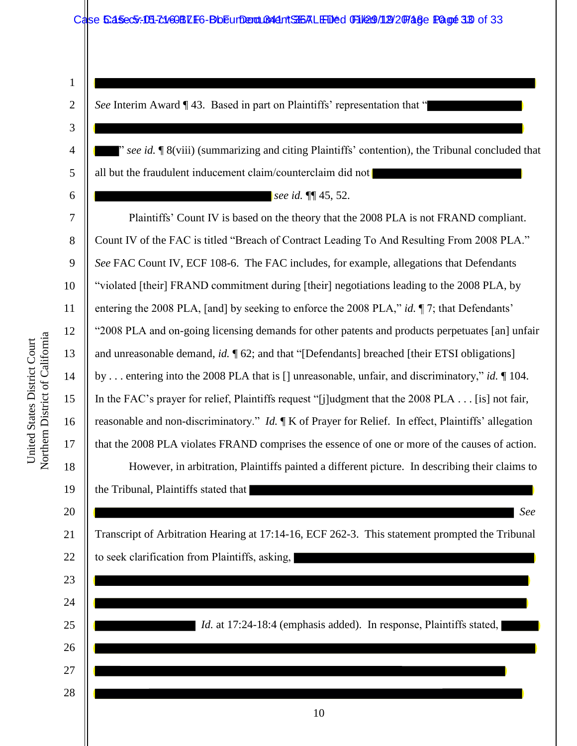[REDACTED]

*See* Interim Award ¶ 43. Based in part on Plaintiffs' representation that "[REDACTED] [REDACTED] [REDACTED]" *see id.* ¶ 8(viii) (summarizing and citing Plaintiffs' contention), the Tribunal concluded that all but the fraudulent inducement claim/counterclaim did not [REDACTED] [REDACTED] *see id.* ¶¶ 45, 52.

Plaintiffs' Count IV is based on the theory that the 2008 PLA is not FRAND compliant. Count IV of the FAC is titled "Breach of Contract Leading To And Resulting From 2008 PLA." *See* FAC Count IV, ECF 108-6. The FAC includes, for example, allegations that Defendants "violated [their] FRAND commitment during [their] negotiations leading to the 2008 PLA, by entering the 2008 PLA, [and] by seeking to enforce the 2008 PLA," *id.* ¶ 7; that Defendants' "2008 PLA and on-going licensing demands for other patents and products perpetuates [an] unfair and unreasonable demand, *id.* ¶ 62; and that "[Defendants] breached [their ETSI obligations] by . . . entering into the 2008 PLA that is [] unreasonable, unfair, and discriminatory," *id.* ¶ 104. In the FAC's prayer for relief, Plaintiffs request "[j]udgment that the 2008 PLA . . . [is] not fair, reasonable and non-discriminatory." *Id.* ¶ K of Prayer for Relief. In effect, Plaintiffs' allegation that the 2008 PLA violates FRAND comprises the essence of one or more of the causes of action.

However, in arbitration, Plaintiffs painted a different picture. In describing their claims to the Tribunal, Plaintiffs stated that [REDACTED] [REDACTED] *See* Transcript of Arbitration Hearing at 17:14-16, ECF 262-3. This statement prompted the Tribunal to seek clarification from Plaintiffs, asking, [REDACTED] [REDACTED] [REDACTED] [REDACTED] *Id.* at 17:24-18:4 (emphasis added). In response, Plaintiffs stated, [REDACTED] [REDACTED] [REDACTED] [REDACTED]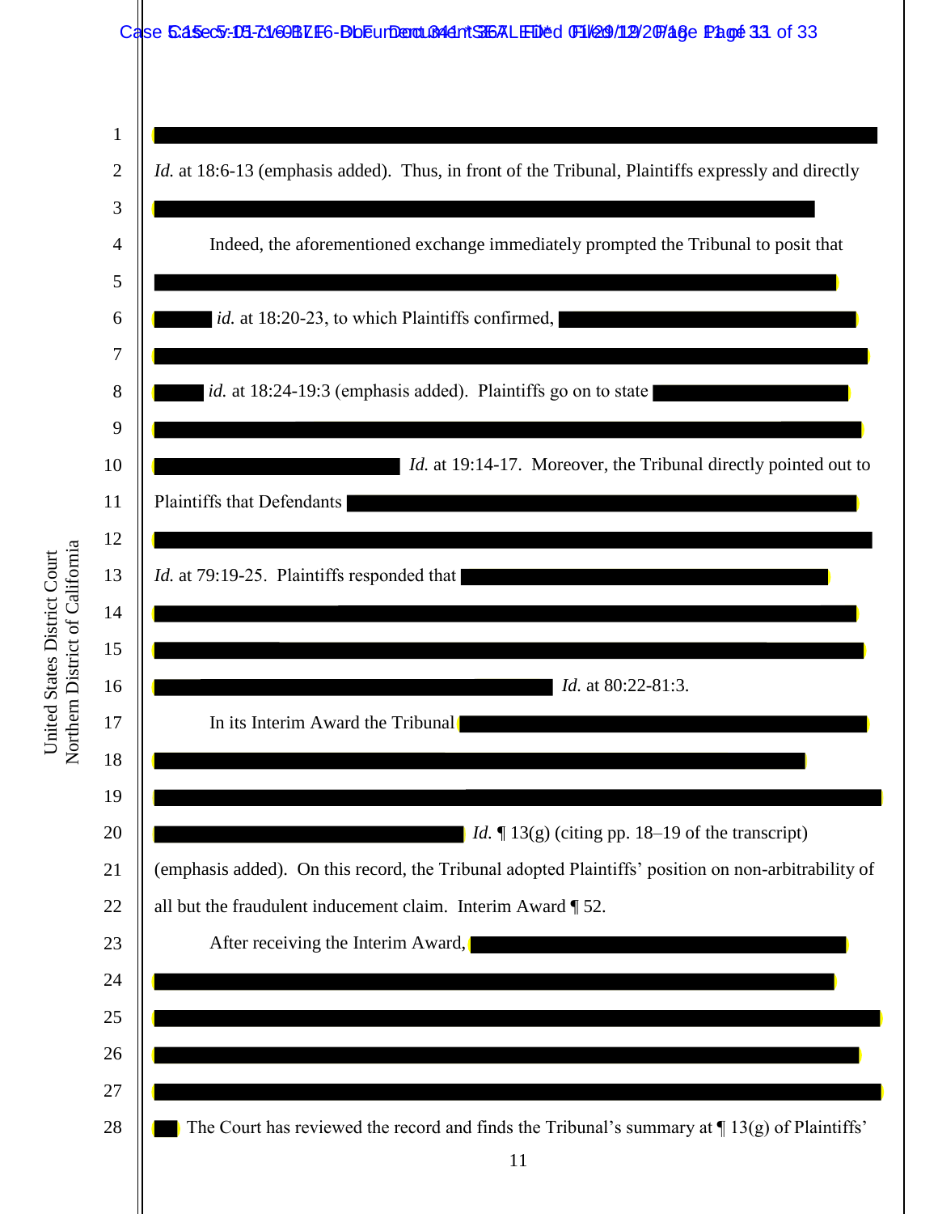*Id.* at 18:6-13 (emphasis added). Thus, in front of the Tribunal, Plaintiffs expressly and directly

Indeed, the aforementioned exchange immediately prompted the Tribunal to posit that

*id.* at 18:20-23, to which Plaintiffs confirmed,

*id.* at 18:24-19:3 (emphasis added). Plaintiffs go on to state

*Id.* at 19:14-17. Moreover, the Tribunal directly pointed out to Plaintiffs that Defendants

*Id.* at 79:19-25. Plaintiffs responded that

*Id.* at 80:22-81:3.

In its Interim Award the Tribunal

*Id.* ¶ 13(g) (citing pp. 18–19 of the transcript) (emphasis added). On this record, the Tribunal adopted Plaintiffs' position on non-arbitrability of all but the fraudulent inducement claim. Interim Award ¶ 52.

After receiving the Interim Award,

The Court has reviewed the record and finds the Tribunal's summary at ¶ 13(g) of Plaintiffs'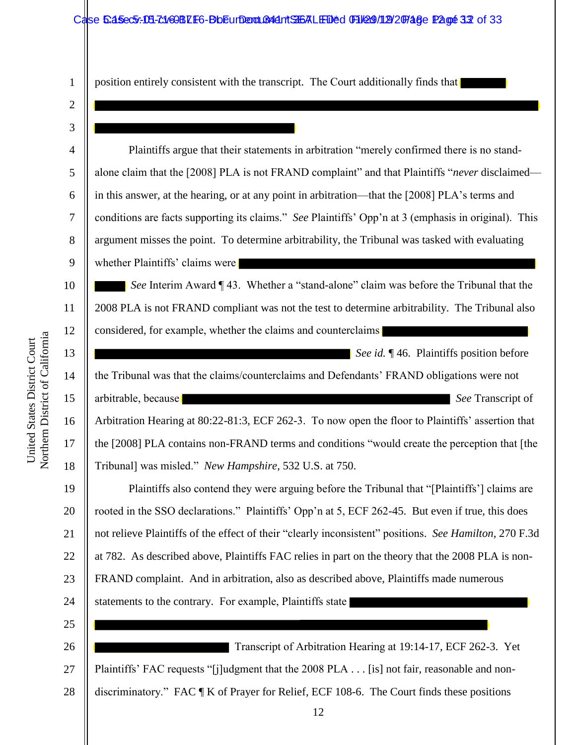position entirely consistent with the transcript. The Court additionally finds that [REDACTED]

Plaintiffs argue that their statements in arbitration "merely confirmed there is no stand-alone claim that the [2008] PLA is not FRAND complaint" and that Plaintiffs "*never* disclaimed—in this answer, at the hearing, or at any point in arbitration—that the [2008] PLA's terms and conditions are facts supporting its claims." *See* Plaintiffs' Opp'n at 3 (emphasis in original). This argument misses the point. To determine arbitrability, the Tribunal was tasked with evaluating whether Plaintiffs' claims were [REDACTED] *See* Interim Award ¶ 43. Whether a "stand-alone" claim was before the Tribunal that the 2008 PLA is not FRAND compliant was not the test to determine arbitrability. The Tribunal also considered, for example, whether the claims and counterclaims [REDACTED] *See id.* ¶ 46. Plaintiffs position before the Tribunal was that the claims/counterclaims and Defendants' FRAND obligations were not arbitrable, because [REDACTED] *See* Transcript of Arbitration Hearing at 80:22-81:3, ECF 262-3. To now open the floor to Plaintiffs' assertion that the [2008] PLA contains non-FRAND terms and conditions "would create the perception that [the Tribunal] was misled." *New Hampshire*, 532 U.S. at 750.

Plaintiffs also contend they were arguing before the Tribunal that "[Plaintiffs'] claims are rooted in the SSO declarations." Plaintiffs' Opp'n at 5, ECF 262-45. But even if true, this does not relieve Plaintiffs of the effect of their "clearly inconsistent" positions. *See Hamilton*, 270 F.3d at 782. As described above, Plaintiffs FAC relies in part on the theory that the 2008 PLA is non-FRAND complaint. And in arbitration, also as described above, Plaintiffs made numerous statements to the contrary. For example, Plaintiffs state [REDACTED] Transcript of Arbitration Hearing at 19:14-17, ECF 262-3. Yet Plaintiffs' FAC requests "[j]udgment that the 2008 PLA . . . [is] not fair, reasonable and non-discriminatory." FAC ¶ K of Prayer for Relief, ECF 108-6. The Court finds these positions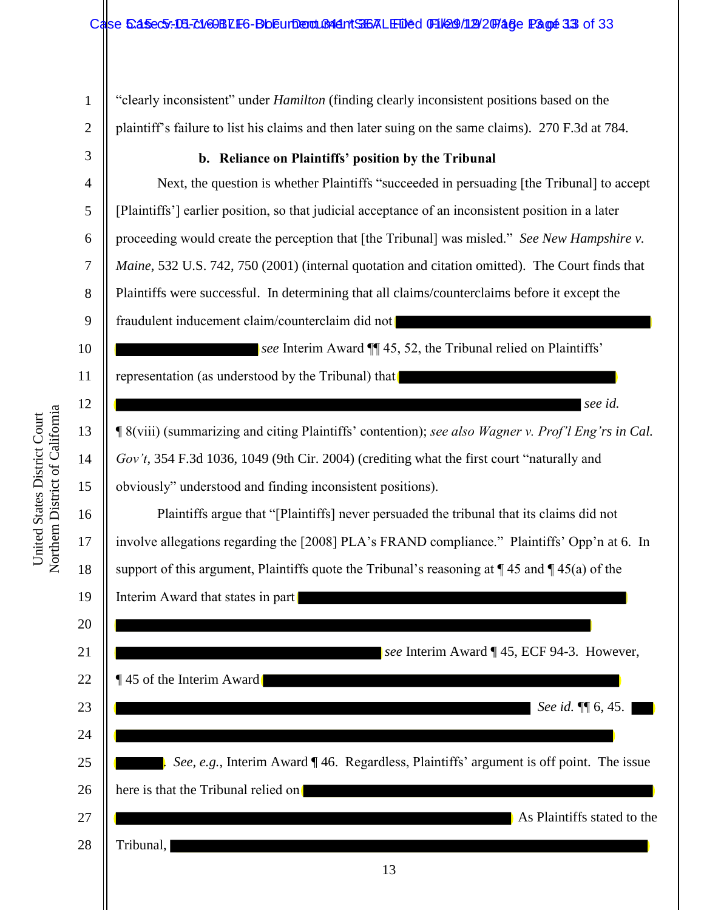"clearly inconsistent" under *Hamilton* (finding clearly inconsistent positions based on the plaintiff's failure to list his claims and then later suing on the same claims). 270 F.3d at 784.

**b. Reliance on Plaintiffs' position by the Tribunal**

Next, the question is whether Plaintiffs "succeeded in persuading [the Tribunal] to accept [Plaintiffs'] earlier position, so that judicial acceptance of an inconsistent position in a later proceeding would create the perception that [the Tribunal] was misled." *See New Hampshire v. Maine*, 532 U.S. 742, 750 (2001) (internal quotation and citation omitted). The Court finds that Plaintiffs were successful. In determining that all claims/counterclaims before it except the fraudulent inducement claim/counterclaim did not ███████████████████████████████ ████████████████ *see* Interim Award ¶¶ 45, 52, the Tribunal relied on Plaintiffs' representation (as understood by the Tribunal) that ██████████████████████████ ████████████████████████████████████████████████████████ *see id.* ¶ 8(viii) (summarizing and citing Plaintiffs' contention); *see also Wagner v. Prof'l Eng'rs in Cal. Gov't*, 354 F.3d 1036, 1049 (9th Cir. 2004) (crediting what the first court "naturally and obviously" understood and finding inconsistent positions).

Plaintiffs argue that "[Plaintiffs] never persuaded the tribunal that its claims did not involve allegations regarding the [2008] PLA's FRAND compliance." Plaintiffs' Opp'n at 6. In support of this argument, Plaintiffs quote the Tribunal's reasoning at ¶ 45 and ¶ 45(a) of the Interim Award that states in part ████████████████████████████████████████ █████████████████████████████████████████████████████████ ████████████████████████████████ *see* Interim Award ¶ 45, ECF 94-3. However, ¶ 45 of the Interim Award ████████████████████████████████████████████ ██████████████████████████████████████████████████ *See id.* ¶¶ 6, 45. ███ ████████████████████████████████████████████████████████████ █████. *See, e.g.*, Interim Award ¶ 46. Regardless, Plaintiffs' argument is off point. The issue here is that the Tribunal relied on █████████████████████████████████████████ ██████████████████████████████████████████████████ As Plaintiffs stated to the Tribunal, ██████████████████████████████████████████████████████████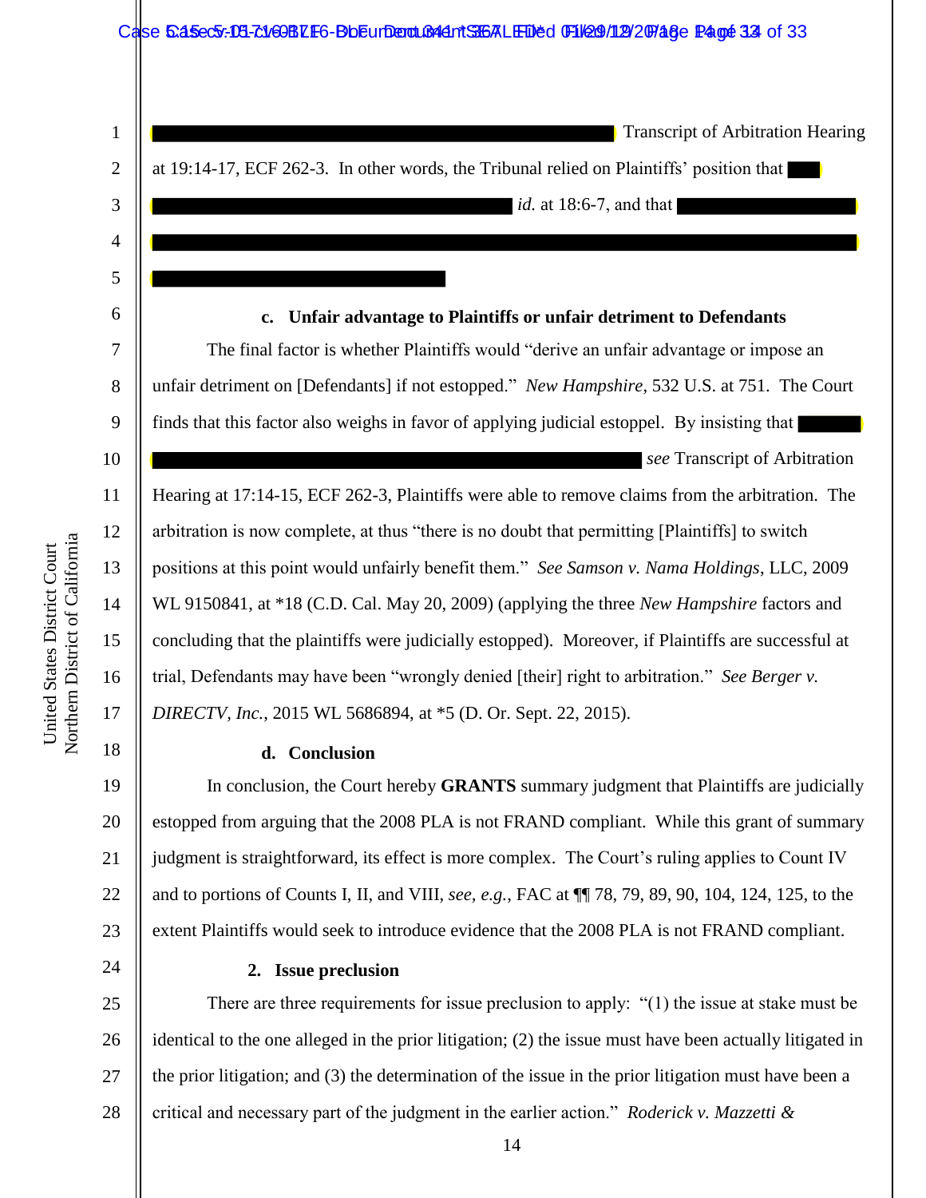[REDACTED] Transcript of Arbitration Hearing at 19:14-17, ECF 262-3. In other words, the Tribunal relied on Plaintiffs' position that [REDACTED] *id.* at 18:6-7, and that [REDACTED]

#### c. Unfair advantage to Plaintiffs or unfair detriment to Defendants

The final factor is whether Plaintiffs would "derive an unfair advantage or impose an unfair detriment on [Defendants] if not estopped." *New Hampshire*, 532 U.S. at 751. The Court finds that this factor also weighs in favor of applying judicial estoppel. By insisting that [REDACTED] *see* Transcript of Arbitration Hearing at 17:14-15, ECF 262-3, Plaintiffs were able to remove claims from the arbitration. The arbitration is now complete, at thus "there is no doubt that permitting [Plaintiffs] to switch positions at this point would unfairly benefit them." *See Samson v. Nama Holdings*, LLC, 2009 WL 9150841, at *18 (C.D. Cal. May 20, 2009) (applying the three *New Hampshire* factors and concluding that the plaintiffs were judicially estopped). Moreover, if Plaintiffs are successful at trial, Defendants may have been "wrongly denied [their] right to arbitration." *See Berger v. DIRECTV, Inc.*, 2015 WL 5686894, at *5 (D. Or. Sept. 22, 2015).

#### d. Conclusion

In conclusion, the Court hereby **GRANTS** summary judgment that Plaintiffs are judicially estopped from arguing that the 2008 PLA is not FRAND compliant. While this grant of summary judgment is straightforward, its effect is more complex. The Court's ruling applies to Count IV and to portions of Counts I, II, and VIII, *see, e.g.*, FAC at ¶¶ 78, 79, 89, 90, 104, 124, 125, to the extent Plaintiffs would seek to introduce evidence that the 2008 PLA is not FRAND compliant.

### 2. Issue preclusion

There are three requirements for issue preclusion to apply: "(1) the issue at stake must be identical to the one alleged in the prior litigation; (2) the issue must have been actually litigated in the prior litigation; and (3) the determination of the issue in the prior litigation must have been a critical and necessary part of the judgment in the earlier action." *Roderick v. Mazzetti &*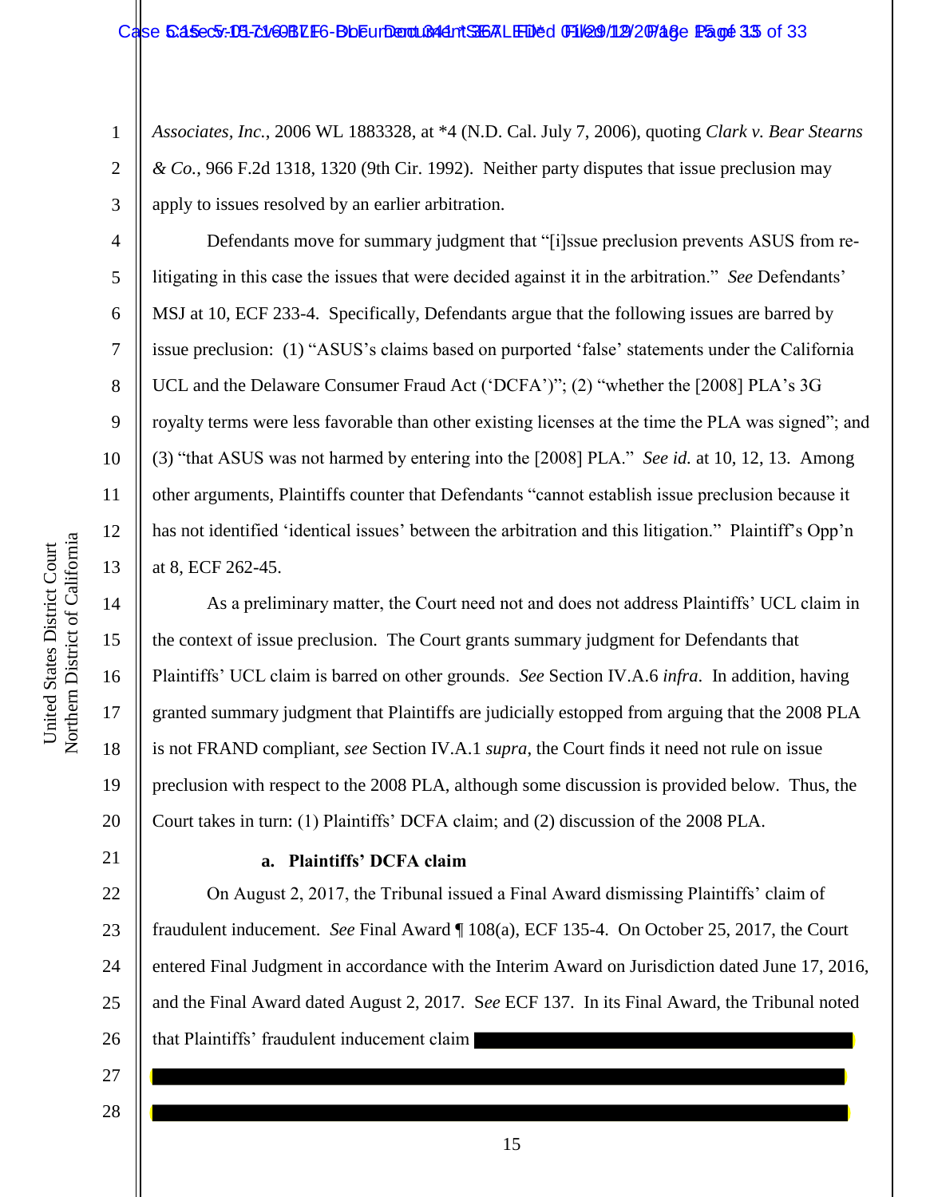*Associates, Inc.*, 2006 WL 1883328, at *4 (N.D. Cal. July 7, 2006), quoting *Clark v. Bear Stearns & Co.*, 966 F.2d 1318, 1320 (9th Cir. 1992). Neither party disputes that issue preclusion may apply to issues resolved by an earlier arbitration.

Defendants move for summary judgment that "[i]ssue preclusion prevents ASUS from re-litigating in this case the issues that were decided against it in the arbitration." *See* Defendants' MSJ at 10, ECF 233-4. Specifically, Defendants argue that the following issues are barred by issue preclusion: (1) "ASUS's claims based on purported 'false' statements under the California UCL and the Delaware Consumer Fraud Act ('DCFA')"; (2) "whether the [2008] PLA's 3G royalty terms were less favorable than other existing licenses at the time the PLA was signed"; and (3) "that ASUS was not harmed by entering into the [2008] PLA." *See id.* at 10, 12, 13. Among other arguments, Plaintiffs counter that Defendants "cannot establish issue preclusion because it has not identified 'identical issues' between the arbitration and this litigation." Plaintiff's Opp'n at 8, ECF 262-45.

As a preliminary matter, the Court need not and does not address Plaintiffs' UCL claim in the context of issue preclusion. The Court grants summary judgment for Defendants that Plaintiffs' UCL claim is barred on other grounds. *See* Section IV.A.6 *infra*. In addition, having granted summary judgment that Plaintiffs are judicially estopped from arguing that the 2008 PLA is not FRAND compliant, *see* Section IV.A.1 *supra*, the Court finds it need not rule on issue preclusion with respect to the 2008 PLA, although some discussion is provided below. Thus, the Court takes in turn: (1) Plaintiffs' DCFA claim; and (2) discussion of the 2008 PLA.

**a. Plaintiffs' DCFA claim**

On August 2, 2017, the Tribunal issued a Final Award dismissing Plaintiffs' claim of fraudulent inducement. *See* Final Award ¶ 108(a), ECF 135-4. On October 25, 2017, the Court entered Final Judgment in accordance with the Interim Award on Jurisdiction dated June 17, 2016, and the Final Award dated August 2, 2017. *See* ECF 137. In its Final Award, the Tribunal noted that Plaintiffs' fraudulent inducement claim [REDACTED]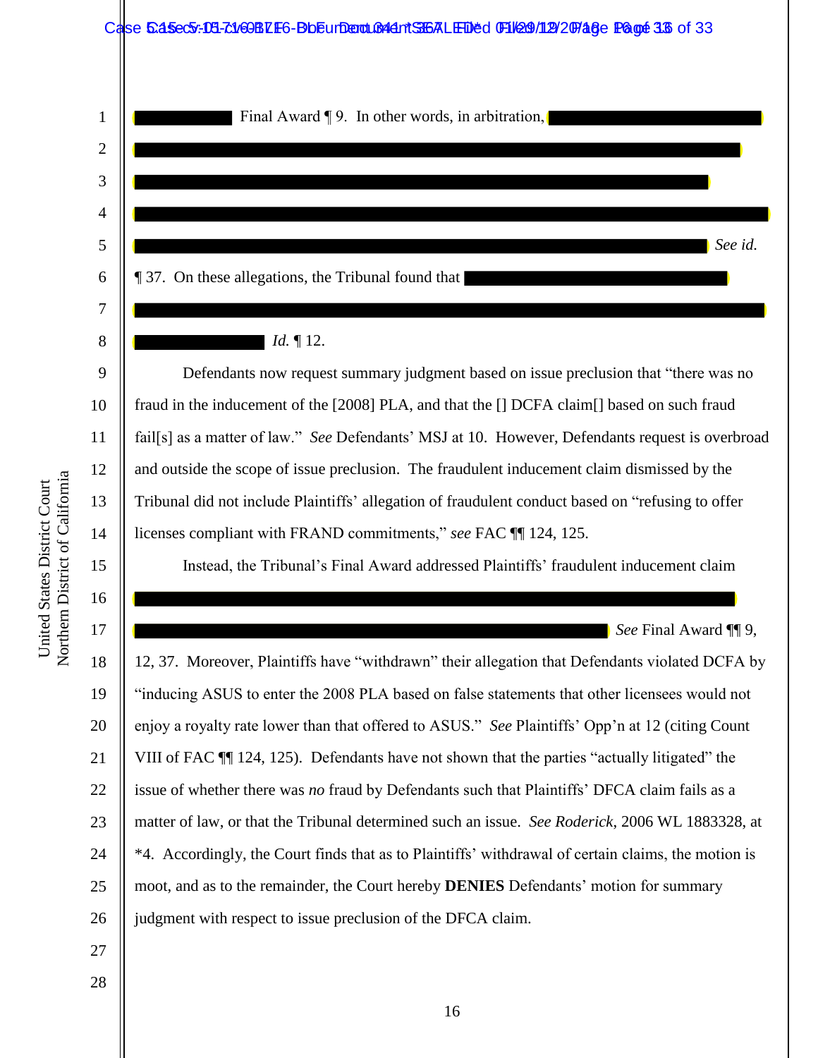Final Award ¶ 9. In other words, in arbitration, *See id.* ¶ 37. On these allegations, the Tribunal found that *Id.* ¶ 12.

Defendants now request summary judgment based on issue preclusion that "there was no fraud in the inducement of the [2008] PLA, and that the [] DCFA claim[] based on such fraud fail[s] as a matter of law." *See* Defendants' MSJ at 10. However, Defendants request is overbroad and outside the scope of issue preclusion. The fraudulent inducement claim dismissed by the Tribunal did not include Plaintiffs' allegation of fraudulent conduct based on "refusing to offer licenses compliant with FRAND commitments," *see* FAC ¶¶ 124, 125.

Instead, the Tribunal's Final Award addressed Plaintiffs' fraudulent inducement claim *See* Final Award ¶¶ 9, 12, 37. Moreover, Plaintiffs have "withdrawn" their allegation that Defendants violated DCFA by "inducing ASUS to enter the 2008 PLA based on false statements that other licensees would not enjoy a royalty rate lower than that offered to ASUS." *See* Plaintiffs' Opp'n at 12 (citing Count VIII of FAC ¶¶ 124, 125). Defendants have not shown that the parties "actually litigated" the issue of whether there was *no* fraud by Defendants such that Plaintiffs' DFCA claim fails as a matter of law, or that the Tribunal determined such an issue. *See Roderick*, 2006 WL 1883328, at *4. Accordingly, the Court finds that as to Plaintiffs' withdrawal of certain claims, the motion is moot, and as to the remainder, the Court hereby **DENIES** Defendants' motion for summary judgment with respect to issue preclusion of the DFCA claim.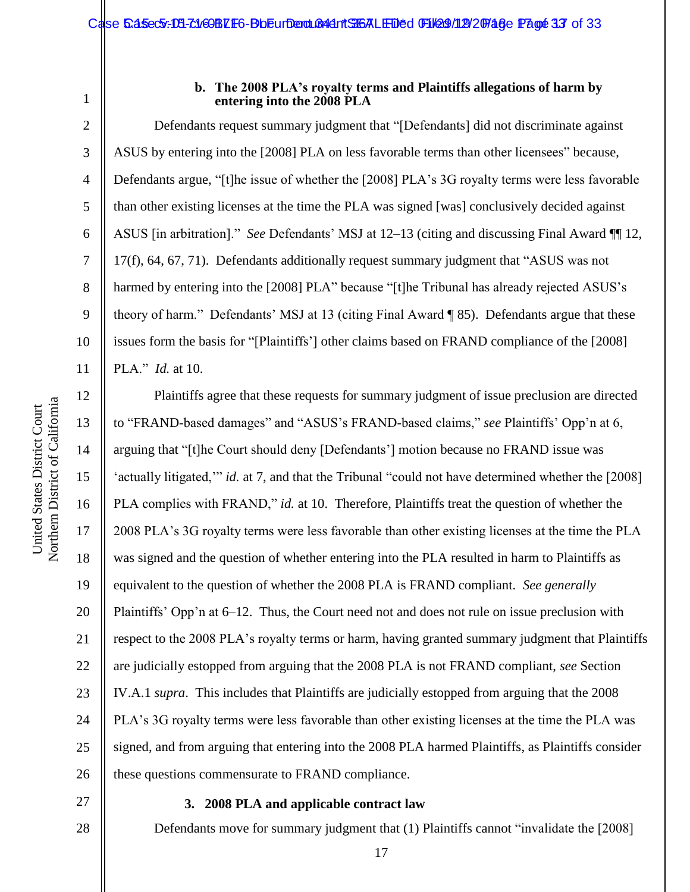**b. The 2008 PLA's royalty terms and Plaintiffs allegations of harm by entering into the 2008 PLA**

Defendants request summary judgment that "[Defendants] did not discriminate against ASUS by entering into the [2008] PLA on less favorable terms than other licensees" because, Defendants argue, "[t]he issue of whether the [2008] PLA's 3G royalty terms were less favorable than other existing licenses at the time the PLA was signed [was] conclusively decided against ASUS [in arbitration]." *See* Defendants' MSJ at 12–13 (citing and discussing Final Award ¶¶ 12, 17(f), 64, 67, 71). Defendants additionally request summary judgment that "ASUS was not harmed by entering into the [2008] PLA" because "[t]he Tribunal has already rejected ASUS's theory of harm." Defendants' MSJ at 13 (citing Final Award ¶ 85). Defendants argue that these issues form the basis for "[Plaintiffs'] other claims based on FRAND compliance of the [2008] PLA." *Id.* at 10.

Plaintiffs agree that these requests for summary judgment of issue preclusion are directed to "FRAND-based damages" and "ASUS's FRAND-based claims," *see* Plaintiffs' Opp'n at 6, arguing that "[t]he Court should deny [Defendants'] motion because no FRAND issue was 'actually litigated,'" *id.* at 7, and that the Tribunal "could not have determined whether the [2008] PLA complies with FRAND," *id.* at 10. Therefore, Plaintiffs treat the question of whether the 2008 PLA's 3G royalty terms were less favorable than other existing licenses at the time the PLA was signed and the question of whether entering into the PLA resulted in harm to Plaintiffs as equivalent to the question of whether the 2008 PLA is FRAND compliant. *See generally* Plaintiffs' Opp'n at 6–12. Thus, the Court need not and does not rule on issue preclusion with respect to the 2008 PLA's royalty terms or harm, having granted summary judgment that Plaintiffs are judicially estopped from arguing that the 2008 PLA is not FRAND compliant, *see* Section IV.A.1 *supra*. This includes that Plaintiffs are judicially estopped from arguing that the 2008 PLA's 3G royalty terms were less favorable than other existing licenses at the time the PLA was signed, and from arguing that entering into the 2008 PLA harmed Plaintiffs, as Plaintiffs consider these questions commensurate to FRAND compliance.

**3. 2008 PLA and applicable contract law**

Defendants move for summary judgment that (1) Plaintiffs cannot "invalidate the [2008]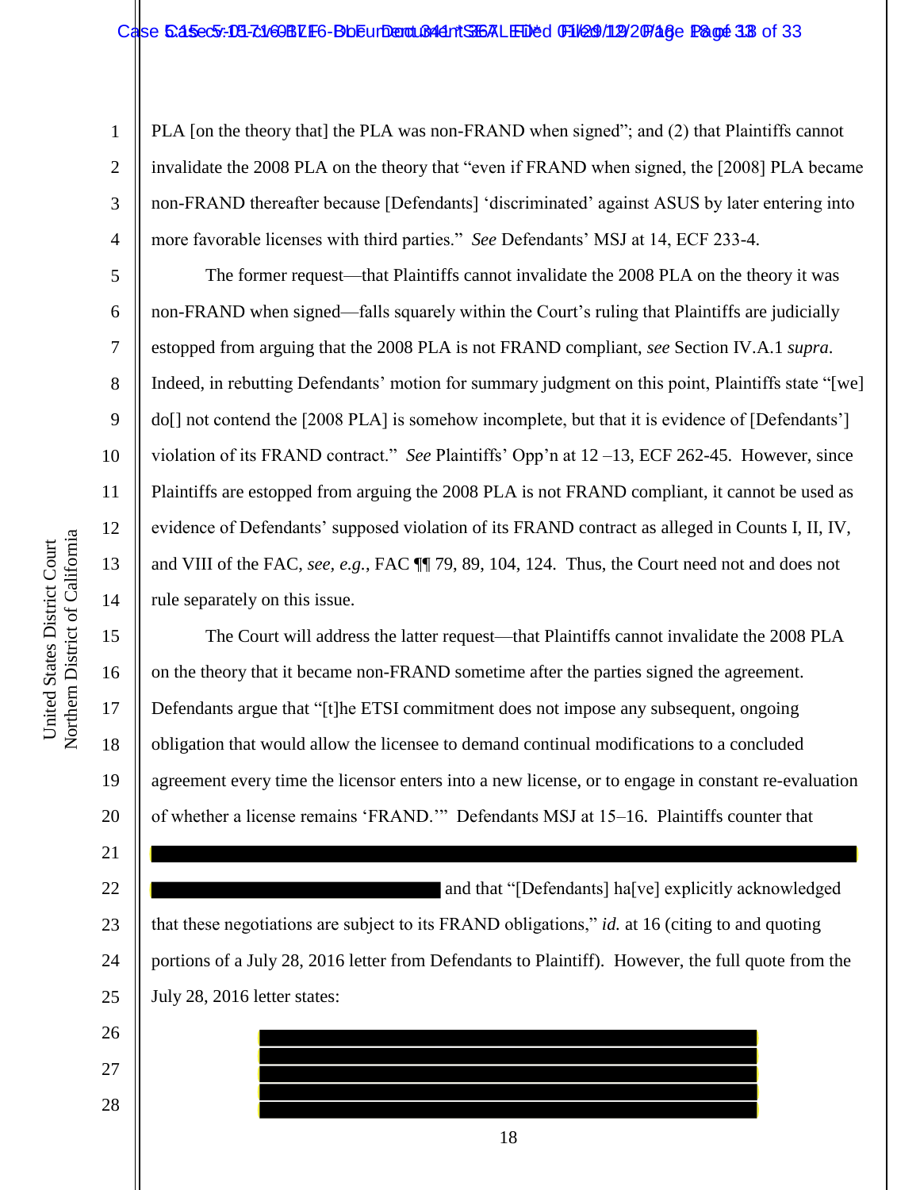PLA [on the theory that] the PLA was non-FRAND when signed"; and (2) that Plaintiffs cannot invalidate the 2008 PLA on the theory that "even if FRAND when signed, the [2008] PLA became non-FRAND thereafter because [Defendants] 'discriminated' against ASUS by later entering into more favorable licenses with third parties." *See* Defendants' MSJ at 14, ECF 233-4.

The former request—that Plaintiffs cannot invalidate the 2008 PLA on the theory it was non-FRAND when signed—falls squarely within the Court's ruling that Plaintiffs are judicially estopped from arguing that the 2008 PLA is not FRAND compliant, *see* Section IV.A.1 *supra*. Indeed, in rebutting Defendants' motion for summary judgment on this point, Plaintiffs state "[we] do[] not contend the [2008 PLA] is somehow incomplete, but that it is evidence of [Defendants'] violation of its FRAND contract." *See* Plaintiffs' Opp'n at 12 –13, ECF 262-45. However, since Plaintiffs are estopped from arguing the 2008 PLA is not FRAND compliant, it cannot be used as evidence of Defendants' supposed violation of its FRAND contract as alleged in Counts I, II, IV, and VIII of the FAC, *see, e.g.*, FAC ¶¶ 79, 89, 104, 124. Thus, the Court need not and does not rule separately on this issue.

The Court will address the latter request—that Plaintiffs cannot invalidate the 2008 PLA on the theory that it became non-FRAND sometime after the parties signed the agreement. Defendants argue that "[t]he ETSI commitment does not impose any subsequent, ongoing obligation that would allow the licensee to demand continual modifications to a concluded agreement every time the licensor enters into a new license, or to engage in constant re-evaluation of whether a license remains 'FRAND.'" Defendants MSJ at 15–16. Plaintiffs counter that [REDACTED] and that "[Defendants] ha[ve] explicitly acknowledged that these negotiations are subject to its FRAND obligations," *id.* at 16 (citing to and quoting portions of a July 28, 2016 letter from Defendants to Plaintiff). However, the full quote from the July 28, 2016 letter states:

> [REDACTED]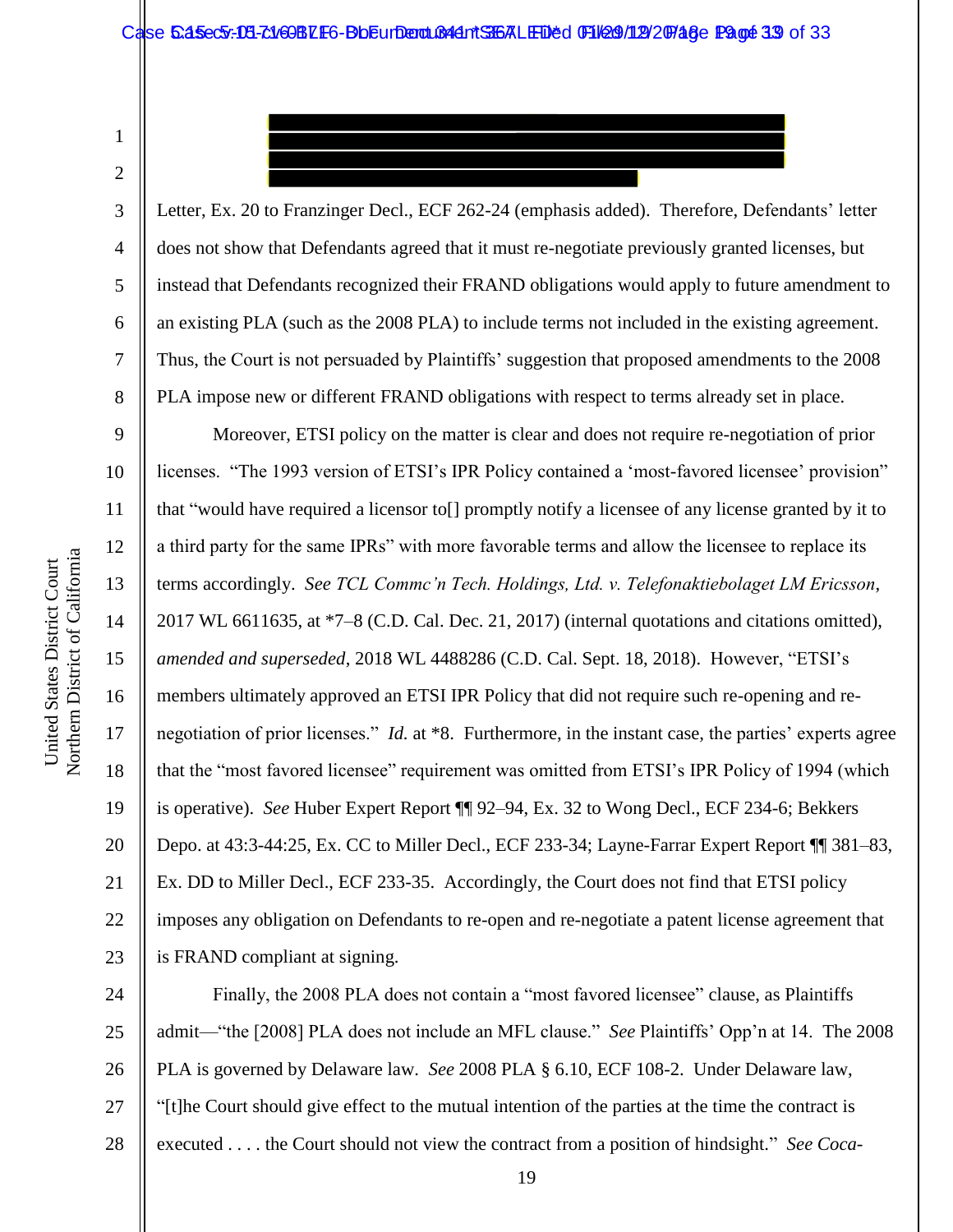Letter, Ex. 20 to Franzinger Decl., ECF 262-24 (emphasis added). Therefore, Defendants' letter does not show that Defendants agreed that it must re-negotiate previously granted licenses, but instead that Defendants recognized their FRAND obligations would apply to future amendment to an existing PLA (such as the 2008 PLA) to include terms not included in the existing agreement. Thus, the Court is not persuaded by Plaintiffs' suggestion that proposed amendments to the 2008 PLA impose new or different FRAND obligations with respect to terms already set in place.

Moreover, ETSI policy on the matter is clear and does not require re-negotiation of prior licenses. "The 1993 version of ETSI's IPR Policy contained a 'most-favored licensee' provision" that "would have required a licensor to[] promptly notify a licensee of any license granted by it to a third party for the same IPRs" with more favorable terms and allow the licensee to replace its terms accordingly. *See TCL Commc'n Tech. Holdings, Ltd. v. Telefonaktiebolaget LM Ericsson*, 2017 WL 6611635, at *7–8 (C.D. Cal. Dec. 21, 2017) (internal quotations and citations omitted), *amended and superseded*, 2018 WL 4488286 (C.D. Cal. Sept. 18, 2018). However, "ETSI's members ultimately approved an ETSI IPR Policy that did not require such re-opening and re-negotiation of prior licenses." *Id.* at *8. Furthermore, in the instant case, the parties' experts agree that the "most favored licensee" requirement was omitted from ETSI's IPR Policy of 1994 (which is operative). *See* Huber Expert Report ¶¶ 92–94, Ex. 32 to Wong Decl., ECF 234-6; Bekkers Depo. at 43:3-44:25, Ex. CC to Miller Decl., ECF 233-34; Layne-Farrar Expert Report ¶¶ 381–83, Ex. DD to Miller Decl., ECF 233-35. Accordingly, the Court does not find that ETSI policy imposes any obligation on Defendants to re-open and re-negotiate a patent license agreement that is FRAND compliant at signing.

Finally, the 2008 PLA does not contain a "most favored licensee" clause, as Plaintiffs admit—"the [2008] PLA does not include an MFL clause." *See* Plaintiffs' Opp'n at 14. The 2008 PLA is governed by Delaware law. *See* 2008 PLA § 6.10, ECF 108-2. Under Delaware law, "[t]he Court should give effect to the mutual intention of the parties at the time the contract is executed . . . . the Court should not view the contract from a position of hindsight." *See Coca-*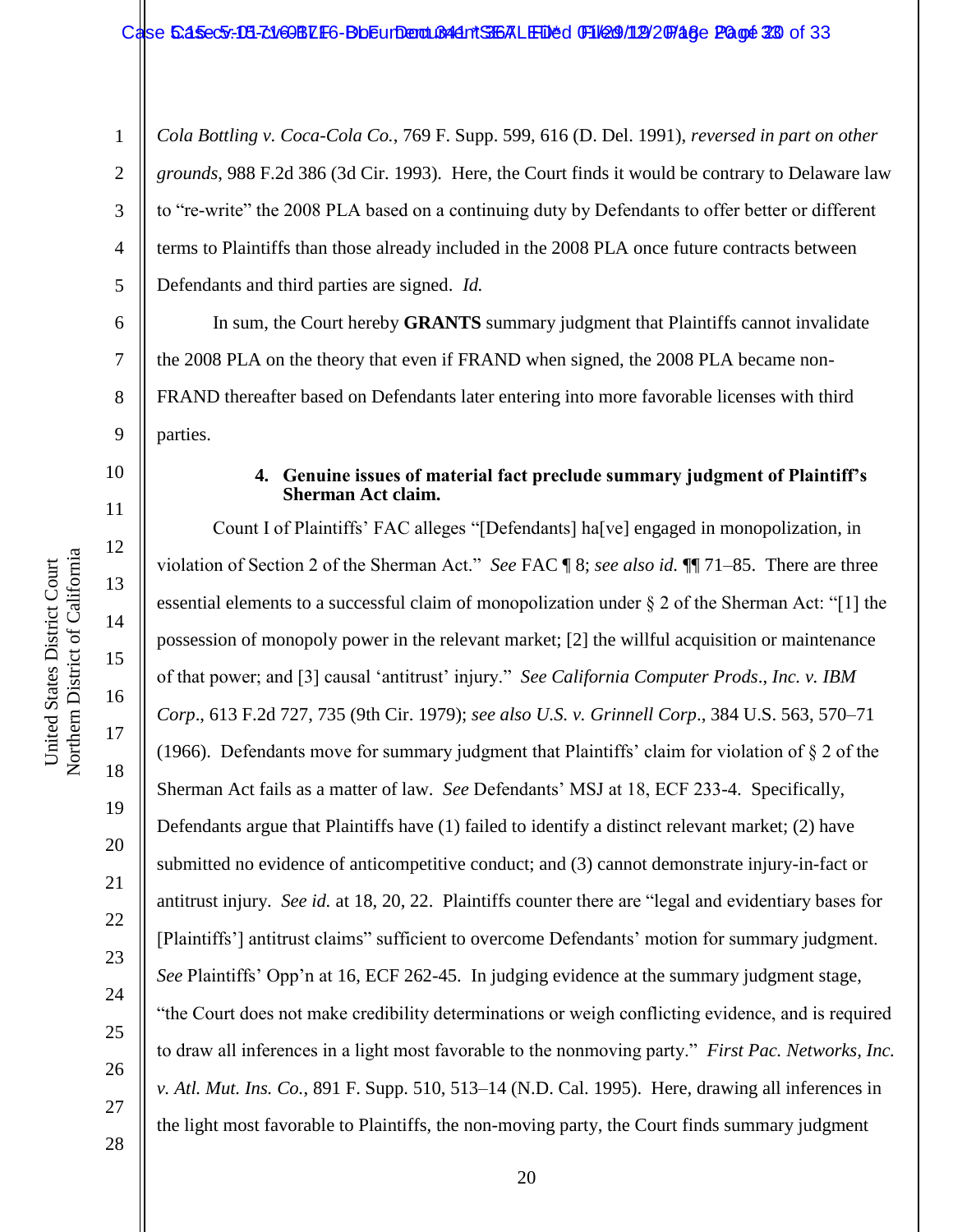*Cola Bottling v. Coca-Cola Co.*, 769 F. Supp. 599, 616 (D. Del. 1991), *reversed in part on other grounds*, 988 F.2d 386 (3d Cir. 1993). Here, the Court finds it would be contrary to Delaware law to "re-write" the 2008 PLA based on a continuing duty by Defendants to offer better or different terms to Plaintiffs than those already included in the 2008 PLA once future contracts between Defendants and third parties are signed. *Id.*

In sum, the Court hereby **GRANTS** summary judgment that Plaintiffs cannot invalidate the 2008 PLA on the theory that even if FRAND when signed, the 2008 PLA became non-FRAND thereafter based on Defendants later entering into more favorable licenses with third parties.

#### 4. Genuine issues of material fact preclude summary judgment of Plaintiff's Sherman Act claim.

Count I of Plaintiffs' FAC alleges "[Defendants] ha[ve] engaged in monopolization, in violation of Section 2 of the Sherman Act." *See* FAC ¶ 8; *see also id.* ¶¶ 71–85. There are three essential elements to a successful claim of monopolization under § 2 of the Sherman Act: "[1] the possession of monopoly power in the relevant market; [2] the willful acquisition or maintenance of that power; and [3] causal 'antitrust' injury." *See California Computer Prods., Inc. v. IBM Corp.*, 613 F.2d 727, 735 (9th Cir. 1979); *see also U.S. v. Grinnell Corp.*, 384 U.S. 563, 570–71 (1966). Defendants move for summary judgment that Plaintiffs' claim for violation of § 2 of the Sherman Act fails as a matter of law. *See* Defendants' MSJ at 18, ECF 233-4. Specifically, Defendants argue that Plaintiffs have (1) failed to identify a distinct relevant market; (2) have submitted no evidence of anticompetitive conduct; and (3) cannot demonstrate injury-in-fact or antitrust injury. *See id.* at 18, 20, 22. Plaintiffs counter there are "legal and evidentiary bases for [Plaintiffs'] antitrust claims" sufficient to overcome Defendants' motion for summary judgment. *See* Plaintiffs' Opp'n at 16, ECF 262-45. In judging evidence at the summary judgment stage, "the Court does not make credibility determinations or weigh conflicting evidence, and is required to draw all inferences in a light most favorable to the nonmoving party." *First Pac. Networks, Inc. v. Atl. Mut. Ins. Co.*, 891 F. Supp. 510, 513–14 (N.D. Cal. 1995). Here, drawing all inferences in the light most favorable to Plaintiffs, the non-moving party, the Court finds summary judgment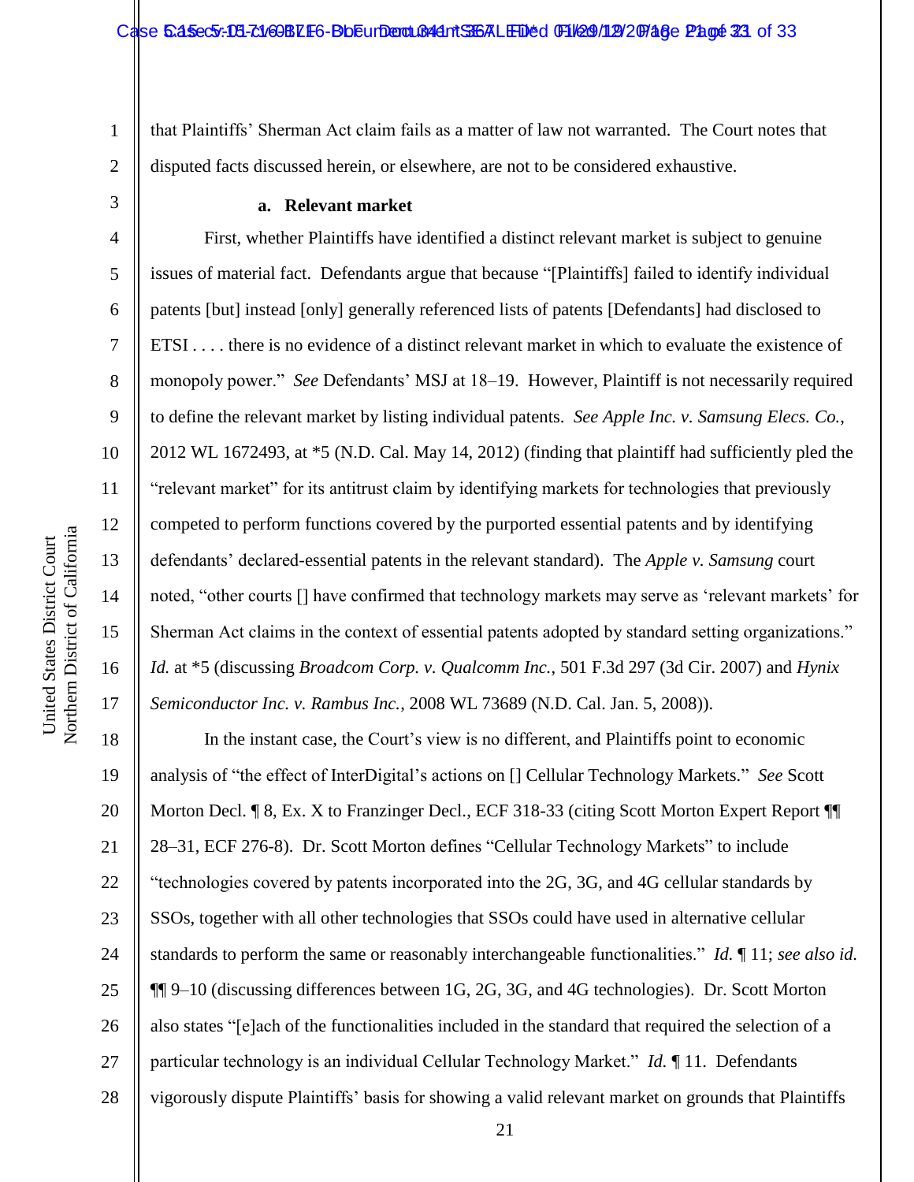that Plaintiffs' Sherman Act claim fails as a matter of law not warranted. The Court notes that disputed facts discussed herein, or elsewhere, are not to be considered exhaustive.

**a. Relevant market**

First, whether Plaintiffs have identified a distinct relevant market is subject to genuine issues of material fact. Defendants argue that because "[Plaintiffs] failed to identify individual patents [but] instead [only] generally referenced lists of patents [Defendants] had disclosed to ETSI . . . . there is no evidence of a distinct relevant market in which to evaluate the existence of monopoly power." *See* Defendants' MSJ at 18–19. However, Plaintiff is not necessarily required to define the relevant market by listing individual patents. *See Apple Inc. v. Samsung Elecs. Co.*, 2012 WL 1672493, at \*5 (N.D. Cal. May 14, 2012) (finding that plaintiff had sufficiently pled the "relevant market" for its antitrust claim by identifying markets for technologies that previously competed to perform functions covered by the purported essential patents and by identifying defendants' declared-essential patents in the relevant standard). The *Apple v. Samsung* court noted, "other courts [] have confirmed that technology markets may serve as 'relevant markets' for Sherman Act claims in the context of essential patents adopted by standard setting organizations." *Id.* at \*5 (discussing *Broadcom Corp. v. Qualcomm Inc.*, 501 F.3d 297 (3d Cir. 2007) and *Hynix Semiconductor Inc. v. Rambus Inc.*, 2008 WL 73689 (N.D. Cal. Jan. 5, 2008)).

In the instant case, the Court's view is no different, and Plaintiffs point to economic analysis of "the effect of InterDigital's actions on [] Cellular Technology Markets." *See* Scott Morton Decl. ¶ 8, Ex. X to Franzinger Decl., ECF 318-33 (citing Scott Morton Expert Report ¶¶ 28–31, ECF 276-8). Dr. Scott Morton defines "Cellular Technology Markets" to include "technologies covered by patents incorporated into the 2G, 3G, and 4G cellular standards by SSOs, together with all other technologies that SSOs could have used in alternative cellular standards to perform the same or reasonably interchangeable functionalities." *Id.* ¶ 11; *see also id.* ¶¶ 9–10 (discussing differences between 1G, 2G, 3G, and 4G technologies). Dr. Scott Morton also states "[e]ach of the functionalities included in the standard that required the selection of a particular technology is an individual Cellular Technology Market." *Id.* ¶ 11. Defendants vigorously dispute Plaintiffs' basis for showing a valid relevant market on grounds that Plaintiffs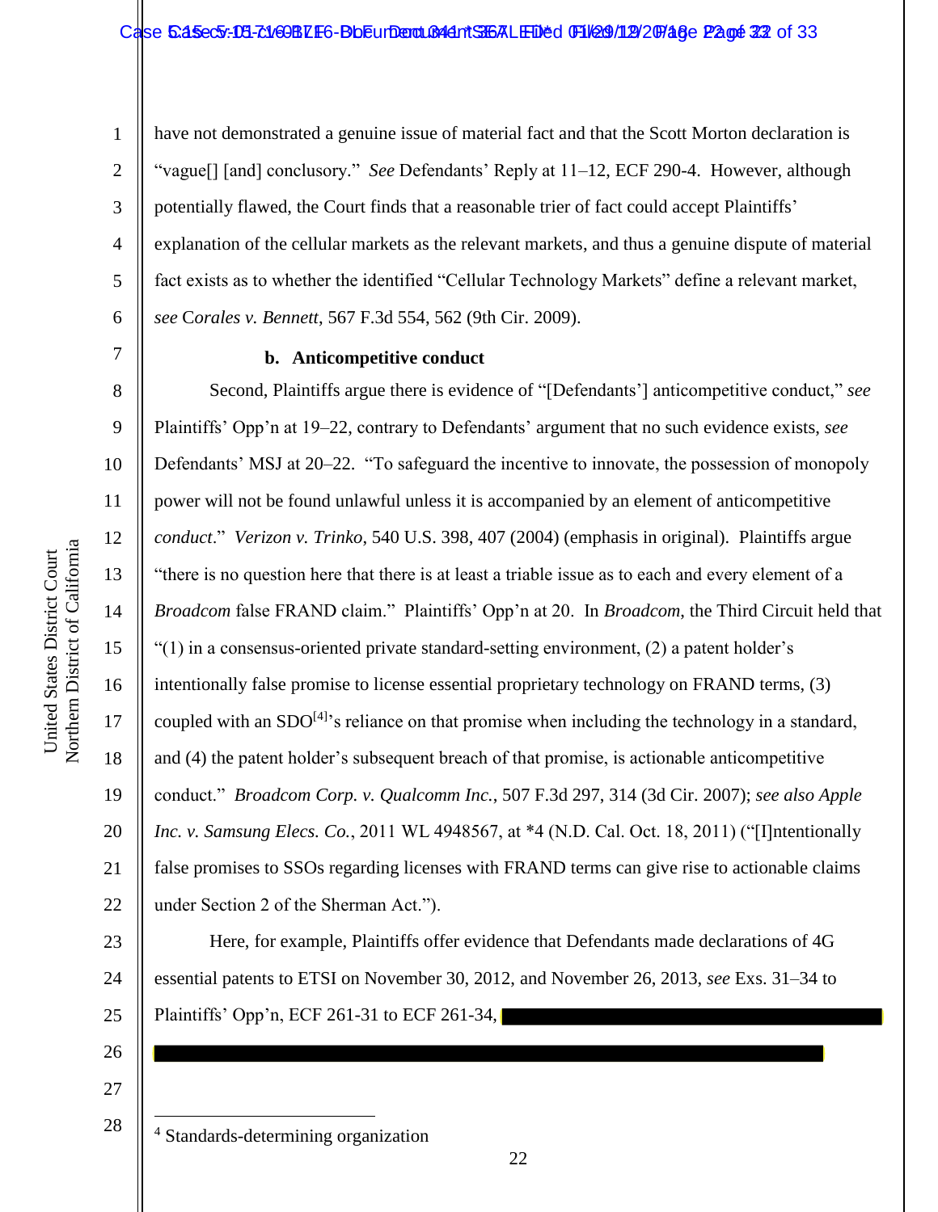have not demonstrated a genuine issue of material fact and that the Scott Morton declaration is "vague[] [and] conclusory." *See* Defendants' Reply at 11–12, ECF 290-4. However, although potentially flawed, the Court finds that a reasonable trier of fact could accept Plaintiffs' explanation of the cellular markets as the relevant markets, and thus a genuine dispute of material fact exists as to whether the identified "Cellular Technology Markets" define a relevant market, *see Corales v. Bennett*, 567 F.3d 554, 562 (9th Cir. 2009).

**b. Anticompetitive conduct**

Second, Plaintiffs argue there is evidence of "[Defendants'] anticompetitive conduct," *see* Plaintiffs' Opp'n at 19–22, contrary to Defendants' argument that no such evidence exists, *see* Defendants' MSJ at 20–22. "To safeguard the incentive to innovate, the possession of monopoly power will not be found unlawful unless it is accompanied by an element of anticompetitive *conduct*." *Verizon v. Trinko*, 540 U.S. 398, 407 (2004) (emphasis in original). Plaintiffs argue "there is no question here that there is at least a triable issue as to each and every element of a *Broadcom* false FRAND claim." Plaintiffs' Opp'n at 20. In *Broadcom*, the Third Circuit held that "(1) in a consensus-oriented private standard-setting environment, (2) a patent holder's intentionally false promise to license essential proprietary technology on FRAND terms, (3) coupled with an SDO[4]'s reliance on that promise when including the technology in a standard, and (4) the patent holder's subsequent breach of that promise, is actionable anticompetitive conduct." *Broadcom Corp. v. Qualcomm Inc.*, 507 F.3d 297, 314 (3d Cir. 2007); *see also Apple Inc. v. Samsung Elecs. Co.*, 2011 WL 4948567, at *4 (N.D. Cal. Oct. 18, 2011) ("[I]ntentionally false promises to SSOs regarding licenses with FRAND terms can give rise to actionable claims under Section 2 of the Sherman Act.").

Here, for example, Plaintiffs offer evidence that Defendants made declarations of 4G essential patents to ETSI on November 30, 2012, and November 26, 2013, *see* Exs. 31–34 to Plaintiffs' Opp'n, ECF 261-31 to ECF 261-34, [REDACTED]

[REDACTED]

---

[4] Standards-determining organization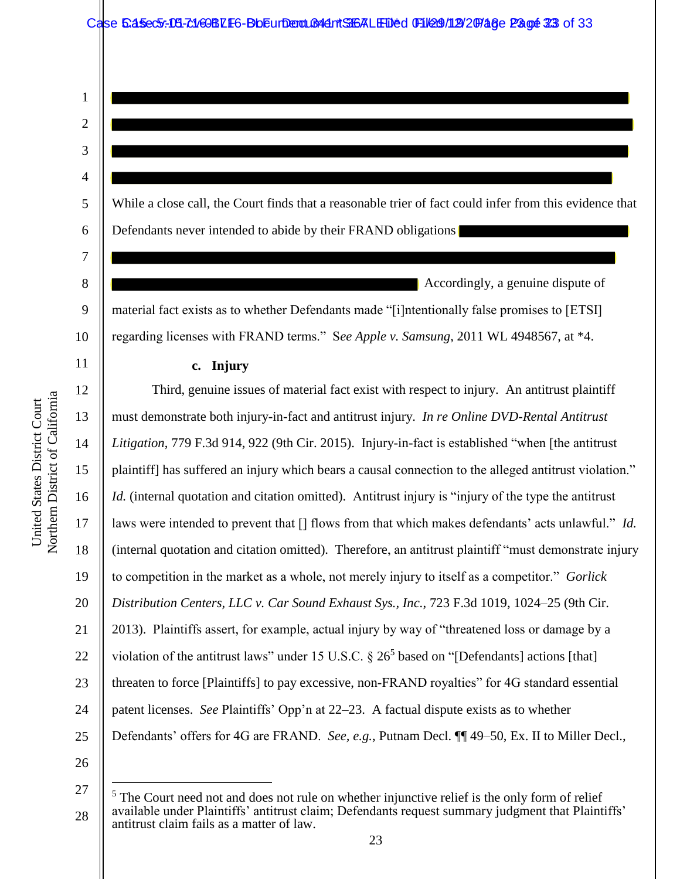While a close call, the Court finds that a reasonable trier of fact could infer from this evidence that Defendants never intended to abide by their FRAND obligations

Accordingly, a genuine dispute of material fact exists as to whether Defendants made "[i]ntentionally false promises to [ETSI] regarding licenses with FRAND terms." *See Apple v. Samsung*, 2011 WL 4948567, at *4.

**c. Injury**

Third, genuine issues of material fact exist with respect to injury. An antitrust plaintiff must demonstrate both injury-in-fact and antitrust injury. *In re Online DVD-Rental Antitrust Litigation*, 779 F.3d 914, 922 (9th Cir. 2015). Injury-in-fact is established "when [the antitrust plaintiff] has suffered an injury which bears a causal connection to the alleged antitrust violation." *Id.* (internal quotation and citation omitted). Antitrust injury is "injury of the type the antitrust laws were intended to prevent that [] flows from that which makes defendants' acts unlawful." *Id.* (internal quotation and citation omitted). Therefore, an antitrust plaintiff "must demonstrate injury to competition in the market as a whole, not merely injury to itself as a competitor." *Gorlick Distribution Centers, LLC v. Car Sound Exhaust Sys., Inc.*, 723 F.3d 1019, 1024–25 (9th Cir. 2013). Plaintiffs assert, for example, actual injury by way of "threatened loss or damage by a violation of the antitrust laws" under 15 U.S.C. § 26[5] based on "[Defendants] actions [that] threaten to force [Plaintiffs] to pay excessive, non-FRAND royalties" for 4G standard essential patent licenses. *See* Plaintiffs' Opp'n at 22–23. A factual dispute exists as to whether Defendants' offers for 4G are FRAND. *See, e.g.*, Putnam Decl. ¶¶ 49–50, Ex. II to Miller Decl.,

[5] The Court need not and does not rule on whether injunctive relief is the only form of relief available under Plaintiffs' antitrust claim; Defendants request summary judgment that Plaintiffs' antitrust claim fails as a matter of law.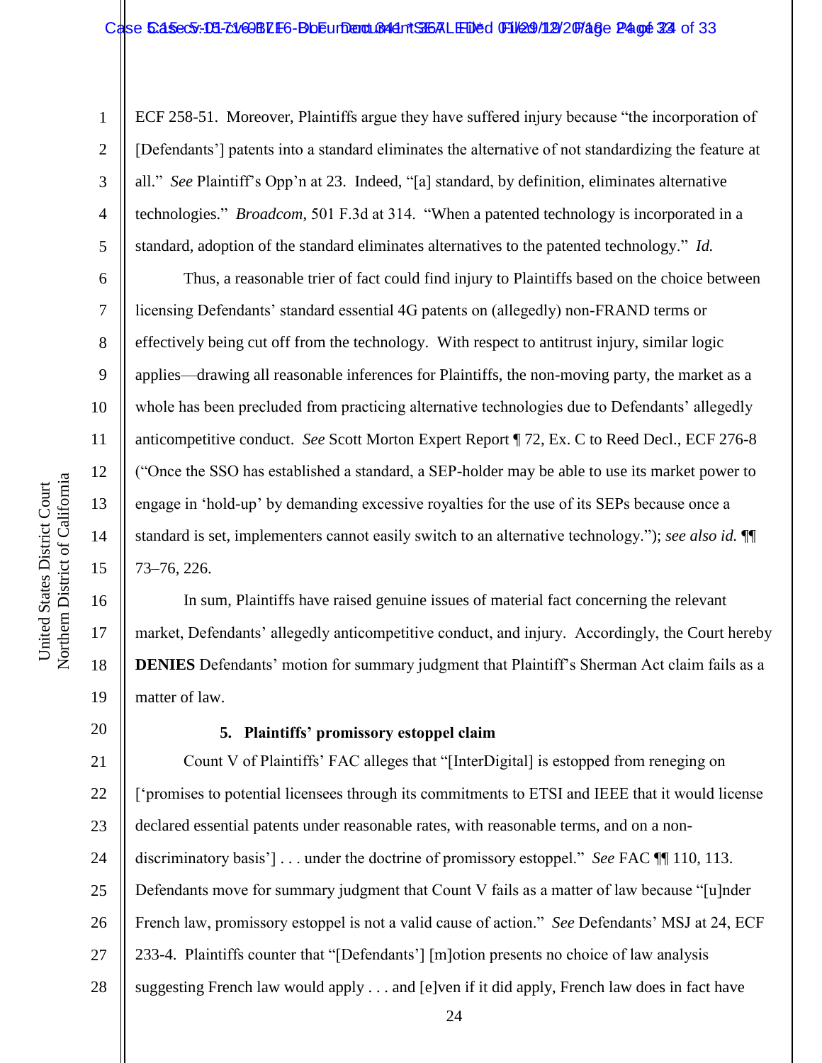ECF 258-51. Moreover, Plaintiffs argue they have suffered injury because "the incorporation of [Defendants'] patents into a standard eliminates the alternative of not standardizing the feature at all." *See* Plaintiff's Opp'n at 23. Indeed, "[a] standard, by definition, eliminates alternative technologies." *Broadcom*, 501 F.3d at 314. "When a patented technology is incorporated in a standard, adoption of the standard eliminates alternatives to the patented technology." *Id.*

Thus, a reasonable trier of fact could find injury to Plaintiffs based on the choice between licensing Defendants' standard essential 4G patents on (allegedly) non-FRAND terms or effectively being cut off from the technology. With respect to antitrust injury, similar logic applies—drawing all reasonable inferences for Plaintiffs, the non-moving party, the market as a whole has been precluded from practicing alternative technologies due to Defendants' allegedly anticompetitive conduct. *See* Scott Morton Expert Report ¶ 72, Ex. C to Reed Decl., ECF 276-8 ("Once the SSO has established a standard, a SEP-holder may be able to use its market power to engage in 'hold-up' by demanding excessive royalties for the use of its SEPs because once a standard is set, implementers cannot easily switch to an alternative technology."); *see also id.* ¶¶ 73–76, 226.

In sum, Plaintiffs have raised genuine issues of material fact concerning the relevant market, Defendants' allegedly anticompetitive conduct, and injury. Accordingly, the Court hereby **DENIES** Defendants' motion for summary judgment that Plaintiff's Sherman Act claim fails as a matter of law.

### 5. Plaintiffs' promissory estoppel claim

Count V of Plaintiffs' FAC alleges that "[InterDigital] is estopped from reneging on ['promises to potential licensees through its commitments to ETSI and IEEE that it would license declared essential patents under reasonable rates, with reasonable terms, and on a non-discriminatory basis'] . . . under the doctrine of promissory estoppel." *See* FAC ¶¶ 110, 113. Defendants move for summary judgment that Count V fails as a matter of law because "[u]nder French law, promissory estoppel is not a valid cause of action." *See* Defendants' MSJ at 24, ECF 233-4. Plaintiffs counter that "[Defendants'] [m]otion presents no choice of law analysis suggesting French law would apply . . . and [e]ven if it did apply, French law does in fact have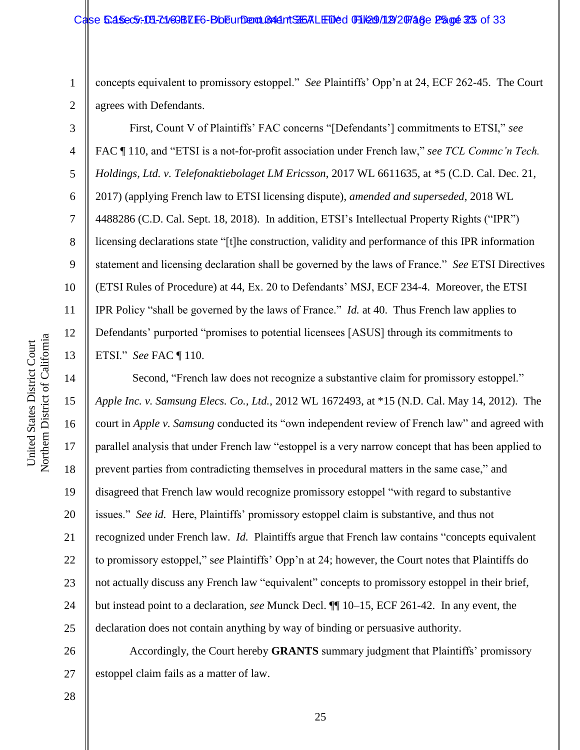concepts equivalent to promissory estoppel." *See* Plaintiffs' Opp'n at 24, ECF 262-45. The Court agrees with Defendants.

First, Count V of Plaintiffs' FAC concerns "[Defendants'] commitments to ETSI," *see* FAC ¶ 110, and "ETSI is a not-for-profit association under French law," *see TCL Commc'n Tech. Holdings, Ltd. v. Telefonaktiebolaget LM Ericsson*, 2017 WL 6611635, at *5 (C.D. Cal. Dec. 21, 2017) (applying French law to ETSI licensing dispute), *amended and superseded*, 2018 WL 4488286 (C.D. Cal. Sept. 18, 2018). In addition, ETSI's Intellectual Property Rights ("IPR") licensing declarations state "[t]he construction, validity and performance of this IPR information statement and licensing declaration shall be governed by the laws of France." *See* ETSI Directives (ETSI Rules of Procedure) at 44, Ex. 20 to Defendants' MSJ, ECF 234-4. Moreover, the ETSI IPR Policy "shall be governed by the laws of France." *Id.* at 40. Thus French law applies to Defendants' purported "promises to potential licensees [ASUS] through its commitments to ETSI." *See* FAC ¶ 110.

Second, "French law does not recognize a substantive claim for promissory estoppel." *Apple Inc. v. Samsung Elecs. Co., Ltd.*, 2012 WL 1672493, at *15 (N.D. Cal. May 14, 2012). The court in *Apple v. Samsung* conducted its "own independent review of French law" and agreed with parallel analysis that under French law "estoppel is a very narrow concept that has been applied to prevent parties from contradicting themselves in procedural matters in the same case," and disagreed that French law would recognize promissory estoppel "with regard to substantive issues." *See id.* Here, Plaintiffs' promissory estoppel claim is substantive, and thus not recognized under French law. *Id.* Plaintiffs argue that French law contains "concepts equivalent to promissory estoppel," *see* Plaintiffs' Opp'n at 24; however, the Court notes that Plaintiffs do not actually discuss any French law "equivalent" concepts to promissory estoppel in their brief, but instead point to a declaration, *see* Munck Decl. ¶¶ 10–15, ECF 261-42. In any event, the declaration does not contain anything by way of binding or persuasive authority.

Accordingly, the Court hereby **GRANTS** summary judgment that Plaintiffs' promissory estoppel claim fails as a matter of law.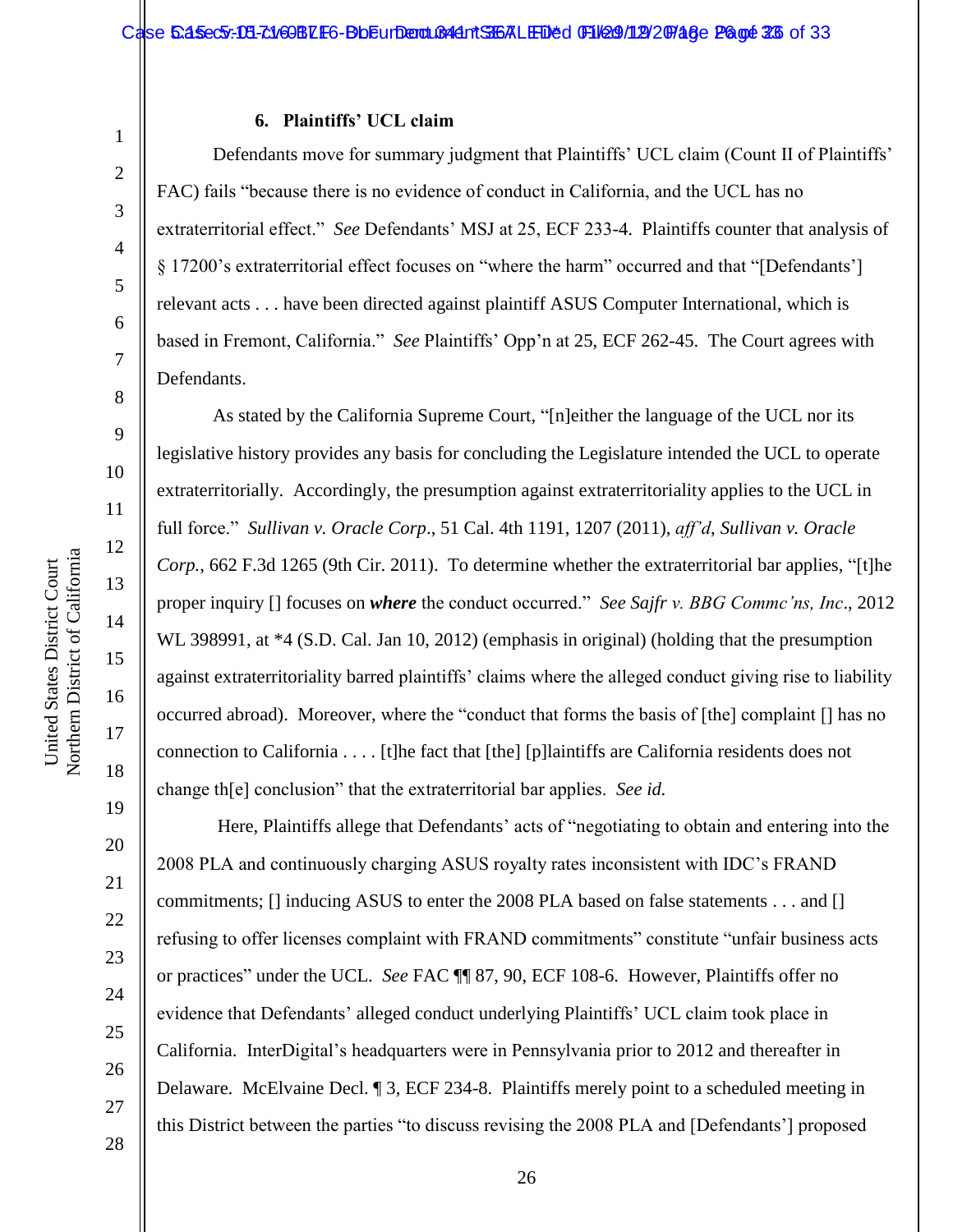### 6. Plaintiffs' UCL claim

Defendants move for summary judgment that Plaintiffs' UCL claim (Count II of Plaintiffs' FAC) fails "because there is no evidence of conduct in California, and the UCL has no extraterritorial effect." *See* Defendants' MSJ at 25, ECF 233-4. Plaintiffs counter that analysis of § 17200's extraterritorial effect focuses on "where the harm" occurred and that "[Defendants'] relevant acts . . . have been directed against plaintiff ASUS Computer International, which is based in Fremont, California." *See* Plaintiffs' Opp'n at 25, ECF 262-45. The Court agrees with Defendants.

As stated by the California Supreme Court, "[n]either the language of the UCL nor its legislative history provides any basis for concluding the Legislature intended the UCL to operate extraterritorially. Accordingly, the presumption against extraterritoriality applies to the UCL in full force." *Sullivan v. Oracle Corp*., 51 Cal. 4th 1191, 1207 (2011), *aff'd*, *Sullivan v. Oracle Corp.*, 662 F.3d 1265 (9th Cir. 2011). To determine whether the extraterritorial bar applies, "[t]he proper inquiry [] focuses on ***where*** the conduct occurred." *See Sajfr v. BBG Commc'ns, Inc*., 2012 WL 398991, at *4 (S.D. Cal. Jan 10, 2012) (emphasis in original) (holding that the presumption against extraterritoriality barred plaintiffs' claims where the alleged conduct giving rise to liability occurred abroad). Moreover, where the "conduct that forms the basis of [the] complaint [] has no connection to California . . . . [t]he fact that [the] [p]laintiffs are California residents does not change th[e] conclusion" that the extraterritorial bar applies. *See id.*

Here, Plaintiffs allege that Defendants' acts of "negotiating to obtain and entering into the 2008 PLA and continuously charging ASUS royalty rates inconsistent with IDC's FRAND commitments; [] inducing ASUS to enter the 2008 PLA based on false statements . . . and [] refusing to offer licenses complaint with FRAND commitments" constitute "unfair business acts or practices" under the UCL. *See* FAC ¶¶ 87, 90, ECF 108-6. However, Plaintiffs offer no evidence that Defendants' alleged conduct underlying Plaintiffs' UCL claim took place in California. InterDigital's headquarters were in Pennsylvania prior to 2012 and thereafter in Delaware. McElvaine Decl. ¶ 3, ECF 234-8. Plaintiffs merely point to a scheduled meeting in this District between the parties "to discuss revising the 2008 PLA and [Defendants'] proposed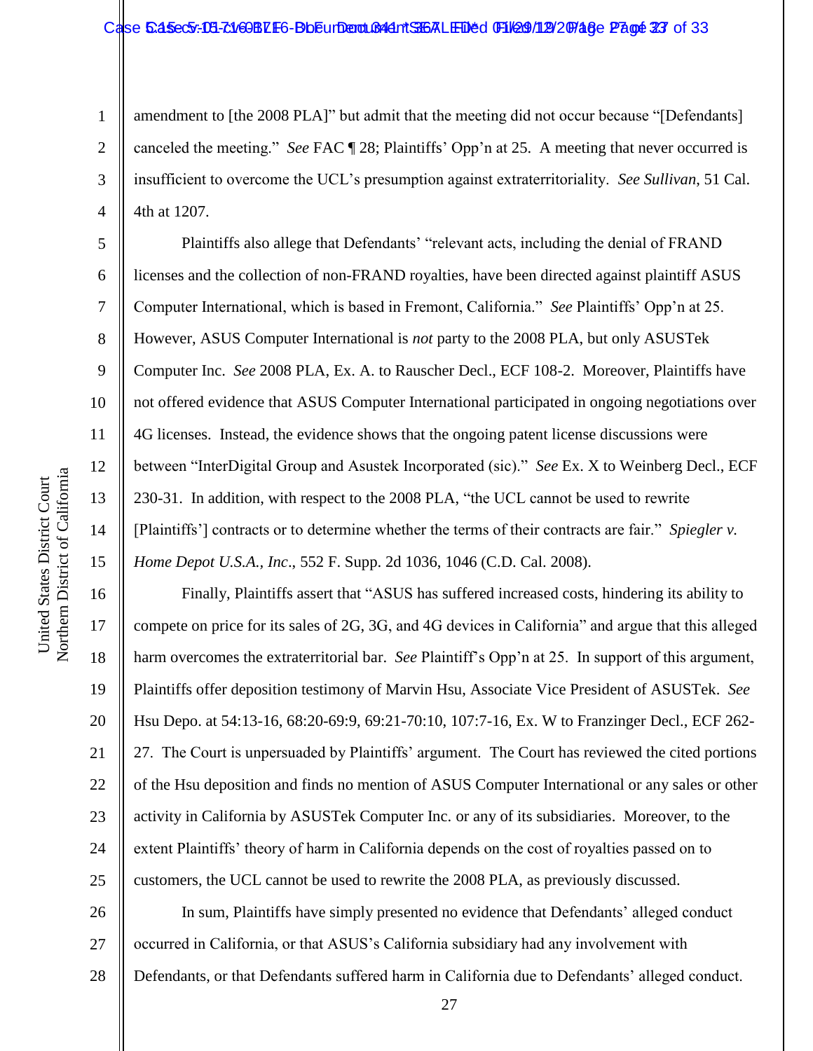amendment to [the 2008 PLA]" but admit that the meeting did not occur because "[Defendants] canceled the meeting." *See* FAC ¶ 28; Plaintiffs' Opp'n at 25. A meeting that never occurred is insufficient to overcome the UCL's presumption against extraterritoriality. *See Sullivan*, 51 Cal. 4th at 1207.

Plaintiffs also allege that Defendants' "relevant acts, including the denial of FRAND licenses and the collection of non-FRAND royalties, have been directed against plaintiff ASUS Computer International, which is based in Fremont, California." *See* Plaintiffs' Opp'n at 25. However, ASUS Computer International is *not* party to the 2008 PLA, but only ASUSTek Computer Inc. *See* 2008 PLA, Ex. A. to Rauscher Decl., ECF 108-2. Moreover, Plaintiffs have not offered evidence that ASUS Computer International participated in ongoing negotiations over 4G licenses. Instead, the evidence shows that the ongoing patent license discussions were between "InterDigital Group and Asustek Incorporated (sic)." *See* Ex. X to Weinberg Decl., ECF 230-31. In addition, with respect to the 2008 PLA, "the UCL cannot be used to rewrite [Plaintiffs'] contracts or to determine whether the terms of their contracts are fair." *Spiegler v. Home Depot U.S.A., Inc*., 552 F. Supp. 2d 1036, 1046 (C.D. Cal. 2008).

Finally, Plaintiffs assert that "ASUS has suffered increased costs, hindering its ability to compete on price for its sales of 2G, 3G, and 4G devices in California" and argue that this alleged harm overcomes the extraterritorial bar. *See* Plaintiff's Opp'n at 25. In support of this argument, Plaintiffs offer deposition testimony of Marvin Hsu, Associate Vice President of ASUSTek. *See* Hsu Depo. at 54:13-16, 68:20-69:9, 69:21-70:10, 107:7-16, Ex. W to Franzinger Decl., ECF 262-27. The Court is unpersuaded by Plaintiffs' argument. The Court has reviewed the cited portions of the Hsu deposition and finds no mention of ASUS Computer International or any sales or other activity in California by ASUSTek Computer Inc. or any of its subsidiaries. Moreover, to the extent Plaintiffs' theory of harm in California depends on the cost of royalties passed on to customers, the UCL cannot be used to rewrite the 2008 PLA, as previously discussed.

In sum, Plaintiffs have simply presented no evidence that Defendants' alleged conduct occurred in California, or that ASUS's California subsidiary had any involvement with Defendants, or that Defendants suffered harm in California due to Defendants' alleged conduct.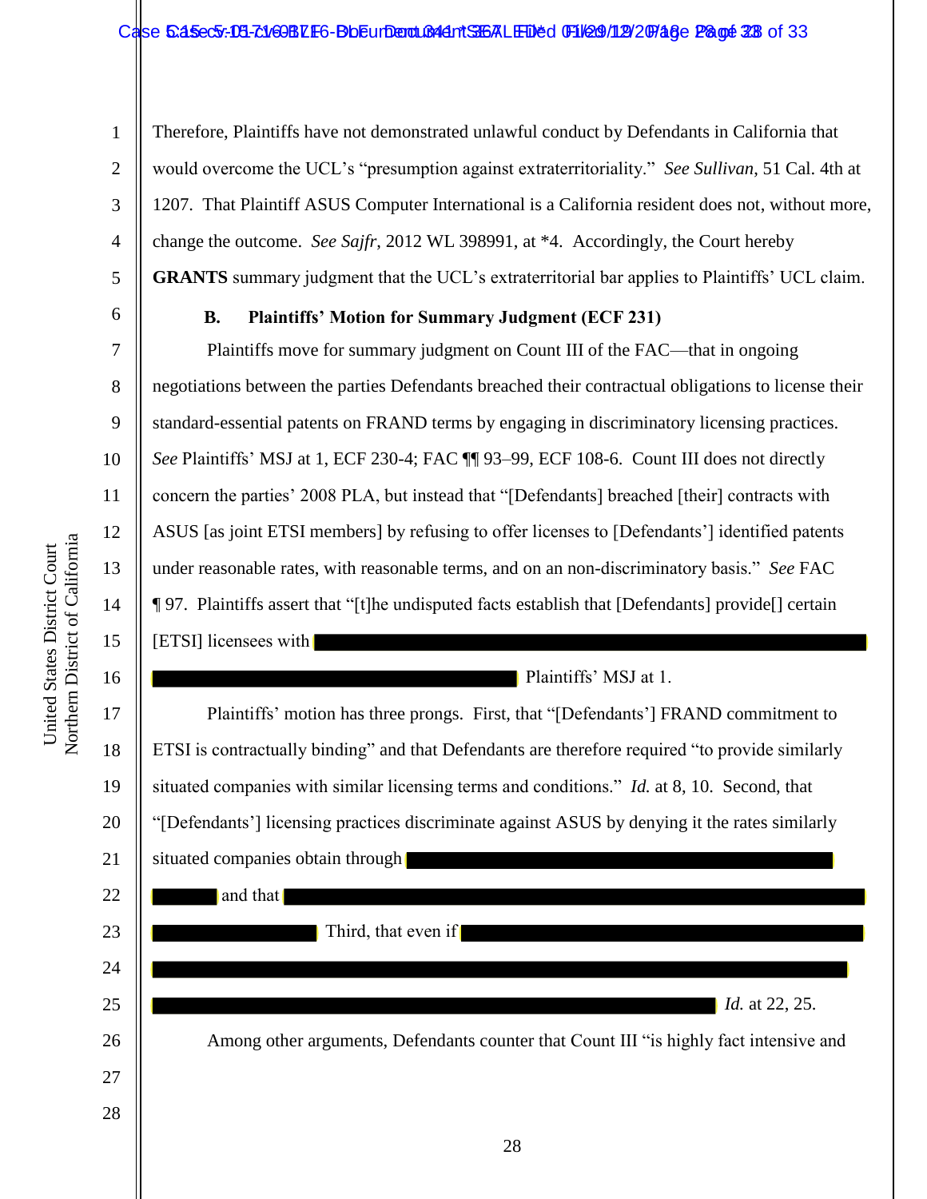Therefore, Plaintiffs have not demonstrated unlawful conduct by Defendants in California that would overcome the UCL's "presumption against extraterritoriality." *See Sullivan*, 51 Cal. 4th at 1207. That Plaintiff ASUS Computer International is a California resident does not, without more, change the outcome. *See Sajfr*, 2012 WL 398991, at *4. Accordingly, the Court hereby **GRANTS** summary judgment that the UCL's extraterritorial bar applies to Plaintiffs' UCL claim.

### B. Plaintiffs' Motion for Summary Judgment (ECF 231)

Plaintiffs move for summary judgment on Count III of the FAC—that in ongoing negotiations between the parties Defendants breached their contractual obligations to license their standard-essential patents on FRAND terms by engaging in discriminatory licensing practices. *See* Plaintiffs' MSJ at 1, ECF 230-4; FAC ¶¶ 93–99, ECF 108-6. Count III does not directly concern the parties' 2008 PLA, but instead that "[Defendants] breached [their] contracts with ASUS [as joint ETSI members] by refusing to offer licenses to [Defendants'] identified patents under reasonable rates, with reasonable terms, and on an non-discriminatory basis." *See* FAC ¶ 97. Plaintiffs assert that "[t]he undisputed facts establish that [Defendants] provide[] certain [ETSI] licensees with ████████ Plaintiffs' MSJ at 1.

Plaintiffs' motion has three prongs. First, that "[Defendants'] FRAND commitment to ETSI is contractually binding" and that Defendants are therefore required "to provide similarly situated companies with similar licensing terms and conditions." *Id.* at 8, 10. Second, that "[Defendants'] licensing practices discriminate against ASUS by denying it the rates similarly situated companies obtain through ████████ and that ████████ Third, that even if ████████ *Id.* at 22, 25.

Among other arguments, Defendants counter that Count III "is highly fact intensive and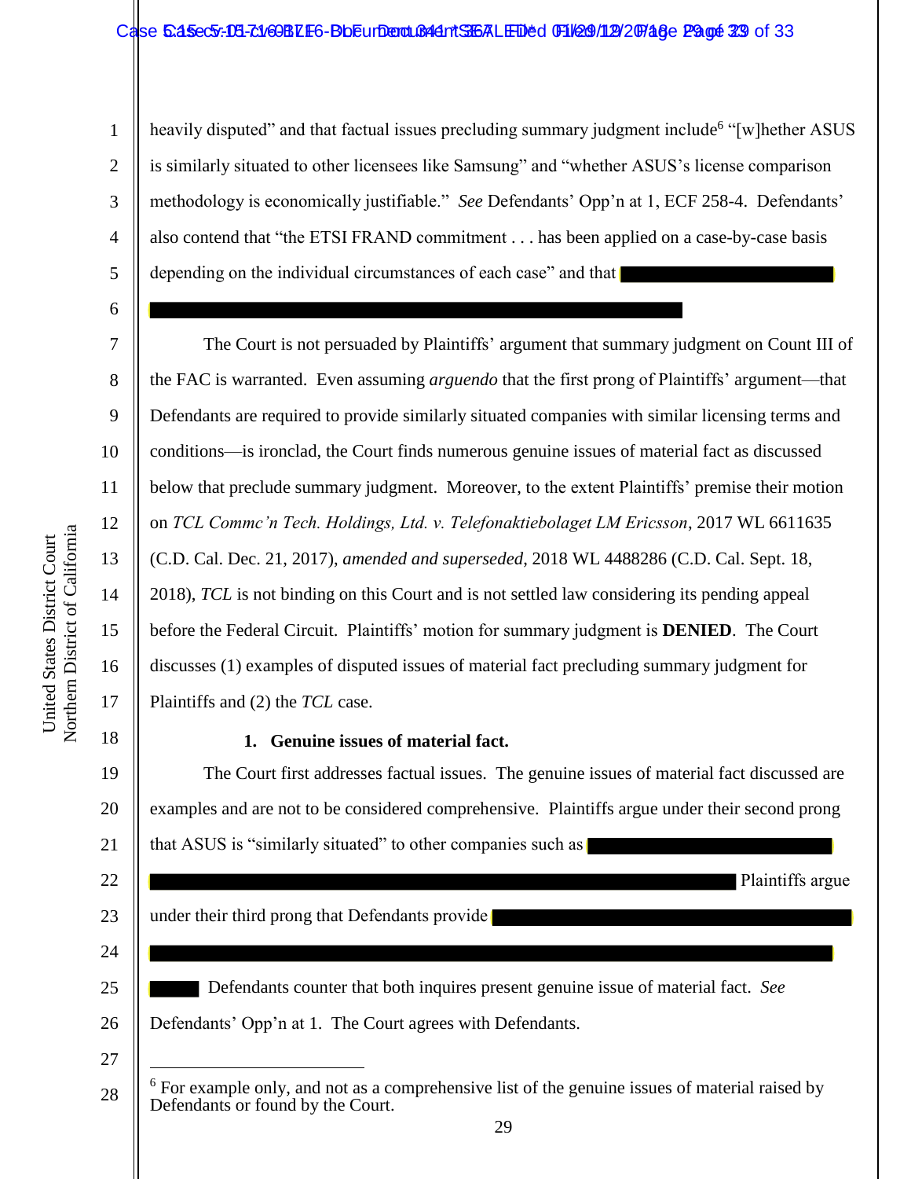heavily disputed" and that factual issues precluding summary judgment include[6] "[w]hether ASUS is similarly situated to other licensees like Samsung" and "whether ASUS's license comparison methodology is economically justifiable." *See* Defendants' Opp'n at 1, ECF 258-4. Defendants' also contend that "the ETSI FRAND commitment . . . has been applied on a case-by-case basis depending on the individual circumstances of each case" and that

The Court is not persuaded by Plaintiffs' argument that summary judgment on Count III of the FAC is warranted. Even assuming *arguendo* that the first prong of Plaintiffs' argument—that Defendants are required to provide similarly situated companies with similar licensing terms and conditions—is ironclad, the Court finds numerous genuine issues of material fact as discussed below that preclude summary judgment. Moreover, to the extent Plaintiffs' premise their motion on *TCL Commc'n Tech. Holdings, Ltd. v. Telefonaktiebolaget LM Ericsson*, 2017 WL 6611635 (C.D. Cal. Dec. 21, 2017), *amended and superseded*, 2018 WL 4488286 (C.D. Cal. Sept. 18, 2018), *TCL* is not binding on this Court and is not settled law considering its pending appeal before the Federal Circuit. Plaintiffs' motion for summary judgment is **DENIED**. The Court discusses (1) examples of disputed issues of material fact precluding summary judgment for Plaintiffs and (2) the *TCL* case.

**1. Genuine issues of material fact.**

The Court first addresses factual issues. The genuine issues of material fact discussed are examples and are not to be considered comprehensive. Plaintiffs argue under their second prong that ASUS is "similarly situated" to other companies such as  Plaintiffs argue under their third prong that Defendants provide  Defendants counter that both inquires present genuine issue of material fact. *See* Defendants' Opp'n at 1. The Court agrees with Defendants.

[6] For example only, and not as a comprehensive list of the genuine issues of material raised by Defendants or found by the Court.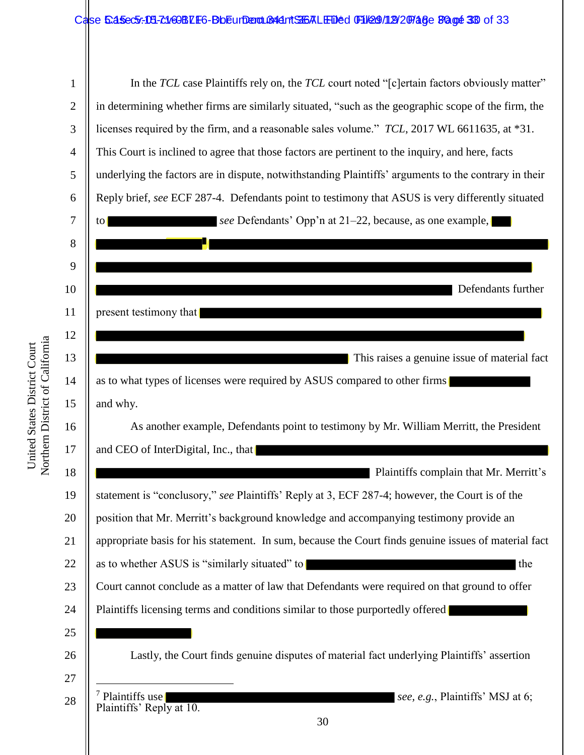In the *TCL* case Plaintiffs rely on, the *TCL* court noted "[c]ertain factors obviously matter" in determining whether firms are similarly situated, "such as the geographic scope of the firm, the licenses required by the firm, and a reasonable sales volume." *TCL*, 2017 WL 6611635, at *31. This Court is inclined to agree that those factors are pertinent to the inquiry, and here, facts underlying the factors are in dispute, notwithstanding Plaintiffs' arguments to the contrary in their Reply brief, *see* ECF 287-4. Defendants point to testimony that ASUS is very differently situated to [REDACTED] *see* Defendants' Opp'n at 21–22, because, as one example, [REDACTED] Defendants further present testimony that [REDACTED] This raises a genuine issue of material fact as to what types of licenses were required by ASUS compared to other firms [REDACTED] and why.

As another example, Defendants point to testimony by Mr. William Merritt, the President and CEO of InterDigital, Inc., that [REDACTED] Plaintiffs complain that Mr. Merritt's statement is "conclusory," *see* Plaintiffs' Reply at 3, ECF 287-4; however, the Court is of the position that Mr. Merritt's background knowledge and accompanying testimony provide an appropriate basis for his statement. In sum, because the Court finds genuine issues of material fact as to whether ASUS is "similarly situated" to [REDACTED] the Court cannot conclude as a matter of law that Defendants were required on that ground to offer Plaintiffs licensing terms and conditions similar to those purportedly offered [REDACTED]

Lastly, the Court finds genuine disputes of material fact underlying Plaintiffs' assertion

---

[7] Plaintiffs use [REDACTED] *see, e.g.*, Plaintiffs' MSJ at 6; Plaintiffs' Reply at 10.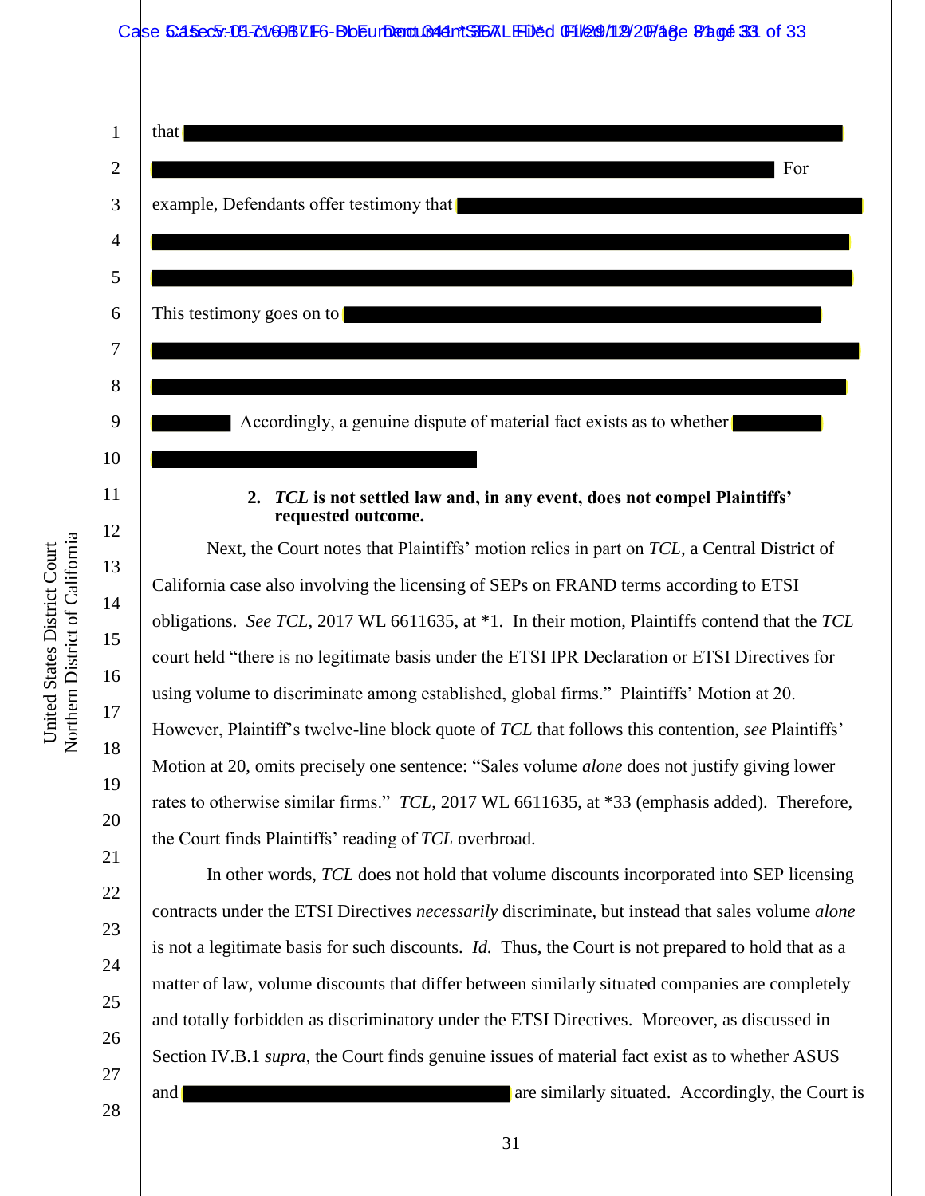that [REDACTED] For example, Defendants offer testimony that [REDACTED] This testimony goes on to [REDACTED] Accordingly, a genuine dispute of material fact exists as to whether [REDACTED]

**2. *TCL* is not settled law and, in any event, does not compel Plaintiffs' requested outcome.**

Next, the Court notes that Plaintiffs' motion relies in part on *TCL*, a Central District of California case also involving the licensing of SEPs on FRAND terms according to ETSI obligations. *See TCL*, 2017 WL 6611635, at *1. In their motion, Plaintiffs contend that the *TCL* court held "there is no legitimate basis under the ETSI IPR Declaration or ETSI Directives for using volume to discriminate among established, global firms." Plaintiffs' Motion at 20. However, Plaintiff's twelve-line block quote of *TCL* that follows this contention, *see* Plaintiffs' Motion at 20, omits precisely one sentence: "Sales volume *alone* does not justify giving lower rates to otherwise similar firms." *TCL*, 2017 WL 6611635, at *33 (emphasis added). Therefore, the Court finds Plaintiffs' reading of *TCL* overbroad.

In other words, *TCL* does not hold that volume discounts incorporated into SEP licensing contracts under the ETSI Directives *necessarily* discriminate, but instead that sales volume *alone* is not a legitimate basis for such discounts. *Id.* Thus, the Court is not prepared to hold that as a matter of law, volume discounts that differ between similarly situated companies are completely and totally forbidden as discriminatory under the ETSI Directives. Moreover, as discussed in Section IV.B.1 *supra*, the Court finds genuine issues of material fact exist as to whether ASUS and [REDACTED] are similarly situated. Accordingly, the Court is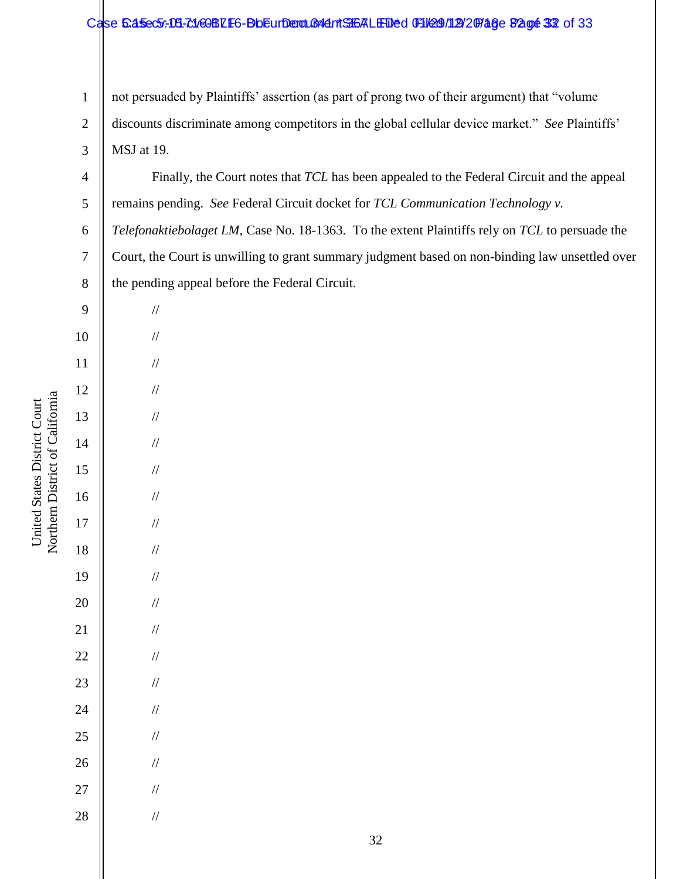not persuaded by Plaintiffs' assertion (as part of prong two of their argument) that "volume discounts discriminate among competitors in the global cellular device market." *See* Plaintiffs' MSJ at 19.

Finally, the Court notes that *TCL* has been appealed to the Federal Circuit and the appeal remains pending. *See* Federal Circuit docket for *TCL Communication Technology v. Telefonaktiebolaget LM*, Case No. 18-1363. To the extent Plaintiffs rely on *TCL* to persuade the Court, the Court is unwilling to grant summary judgment based on non-binding law unsettled over the pending appeal before the Federal Circuit.

//

//

//

//

//

//

//

//

//

//

//

//

//

//

//

//

//

//

//

//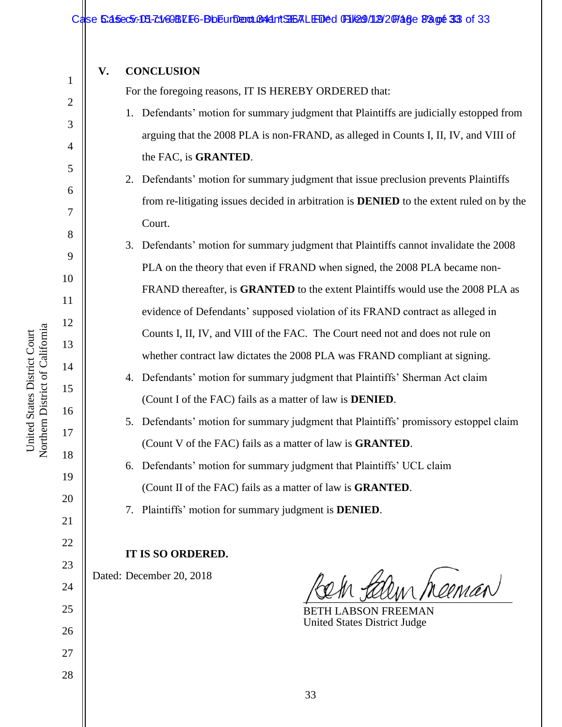## V. CONCLUSION

For the foregoing reasons, IT IS HEREBY ORDERED that:

1. Defendants' motion for summary judgment that Plaintiffs are judicially estopped from arguing that the 2008 PLA is non-FRAND, as alleged in Counts I, II, IV, and VIII of the FAC, is **GRANTED**.
2. Defendants' motion for summary judgment that issue preclusion prevents Plaintiffs from re-litigating issues decided in arbitration is **DENIED** to the extent ruled on by the Court.
3. Defendants' motion for summary judgment that Plaintiffs cannot invalidate the 2008 PLA on the theory that even if FRAND when signed, the 2008 PLA became non-FRAND thereafter, is **GRANTED** to the extent Plaintiffs would use the 2008 PLA as evidence of Defendants' supposed violation of its FRAND contract as alleged in Counts I, II, IV, and VIII of the FAC. The Court need not and does not rule on whether contract law dictates the 2008 PLA was FRAND compliant at signing.
4. Defendants' motion for summary judgment that Plaintiffs' Sherman Act claim (Count I of the FAC) fails as a matter of law is **DENIED**.
5. Defendants' motion for summary judgment that Plaintiffs' promissory estoppel claim (Count V of the FAC) fails as a matter of law is **GRANTED**.
6. Defendants' motion for summary judgment that Plaintiffs' UCL claim (Count II of the FAC) fails as a matter of law is **GRANTED**.
7. Plaintiffs' motion for summary judgment is **DENIED**.

**IT IS SO ORDERED.**

Dated: December 20, 2018

BETH LABSON FREEMAN
United States District Judge